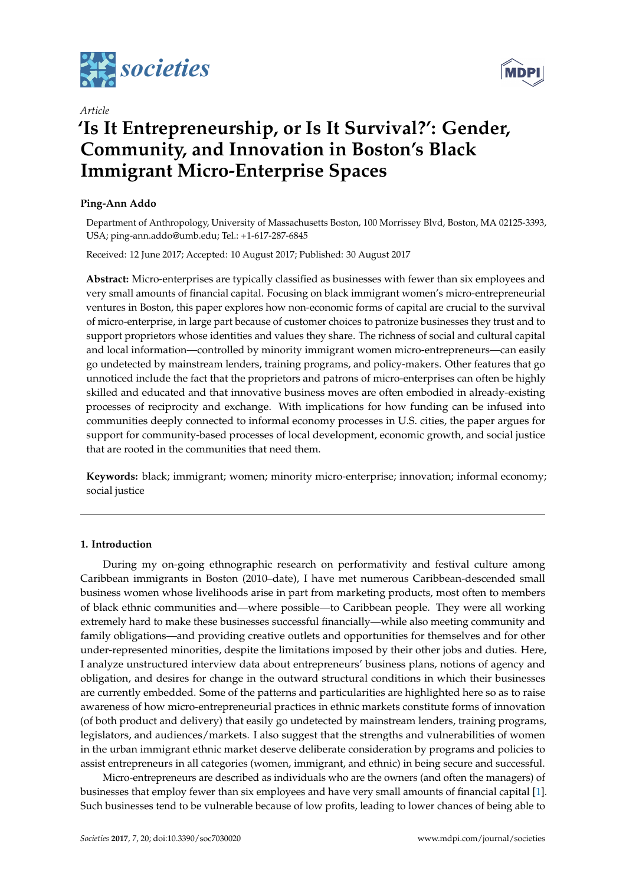*Article*

# 'Is It Entrepreneurship, or Is It Survival?': Gender, Community, and Innovation in Boston's Black Immigrant Micro-Enterprise Spaces

**Ping-Ann Addo**

Department of Anthropology, University of Massachusetts Boston, 100 Morrissey Blvd, Boston, MA 02125-3393, USA; ping-ann.addo@umb.edu; Tel.: +1-617-287-6845

Received: 12 June 2017; Accepted: 10 August 2017; Published: 30 August 2017

**Abstract:** Micro-enterprises are typically classified as businesses with fewer than six employees and very small amounts of financial capital. Focusing on black immigrant women's micro-entrepreneurial ventures in Boston, this paper explores how non-economic forms of capital are crucial to the survival of micro-enterprise, in large part because of customer choices to patronize businesses they trust and to support proprietors whose identities and values they share. The richness of social and cultural capital and local information—controlled by minority immigrant women micro-entrepreneurs—can easily go undetected by mainstream lenders, training programs, and policy-makers. Other features that go unnoticed include the fact that the proprietors and patrons of micro-enterprises can often be highly skilled and educated and that innovative business moves are often embodied in already-existing processes of reciprocity and exchange. With implications for how funding can be infused into communities deeply connected to informal economy processes in U.S. cities, the paper argues for support for community-based processes of local development, economic growth, and social justice that are rooted in the communities that need them.

**Keywords:** black; immigrant; women; minority micro-enterprise; innovation; informal economy; social justice

## 1. Introduction

During my on-going ethnographic research on performativity and festival culture among Caribbean immigrants in Boston (2010–date), I have met numerous Caribbean-descended small business women whose livelihoods arise in part from marketing products, most often to members of black ethnic communities and—where possible—to Caribbean people. They were all working extremely hard to make these businesses successful financially—while also meeting community and family obligations—and providing creative outlets and opportunities for themselves and for other under-represented minorities, despite the limitations imposed by their other jobs and duties. Here, I analyze unstructured interview data about entrepreneurs' business plans, notions of agency and obligation, and desires for change in the outward structural conditions in which their businesses are currently embedded. Some of the patterns and particularities are highlighted here so as to raise awareness of how micro-entrepreneurial practices in ethnic markets constitute forms of innovation (of both product and delivery) that easily go undetected by mainstream lenders, training programs, legislators, and audiences/markets. I also suggest that the strengths and vulnerabilities of women in the urban immigrant ethnic market deserve deliberate consideration by programs and policies to assist entrepreneurs in all categories (women, immigrant, and ethnic) in being secure and successful.

Micro-entrepreneurs are described as individuals who are the owners (and often the managers) of businesses that employ fewer than six employees and have very small amounts of financial capital [1]. Such businesses tend to be vulnerable because of low profits, leading to lower chances of being able to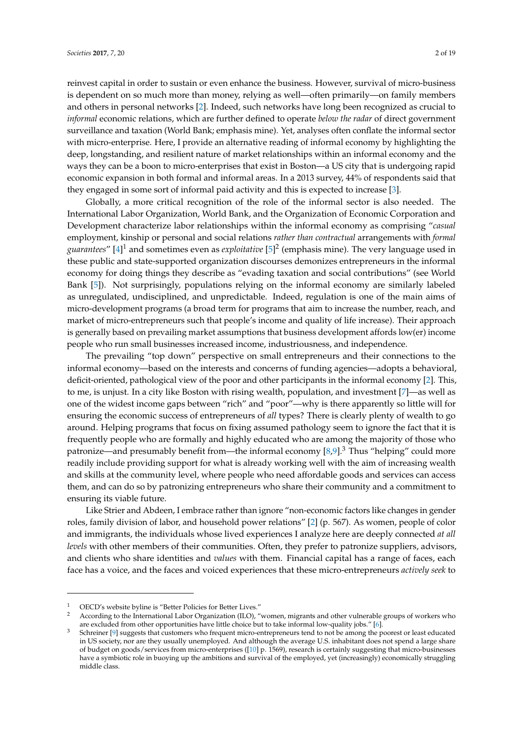reinvest capital in order to sustain or even enhance the business. However, survival of micro-business is dependent on so much more than money, relying as well—often primarily—on family members and others in personal networks [2]. Indeed, such networks have long been recognized as crucial to *informal* economic relations, which are further defined to operate *below the radar* of direct government surveillance and taxation (World Bank; emphasis mine). Yet, analyses often conflate the informal sector with micro-enterprise. Here, I provide an alternative reading of informal economy by highlighting the deep, longstanding, and resilient nature of market relationships within an informal economy and the ways they can be a boon to micro-enterprises that exist in Boston—a US city that is undergoing rapid economic expansion in both formal and informal areas. In a 2013 survey, 44% of respondents said that they engaged in some sort of informal paid activity and this is expected to increase [3].

Globally, a more critical recognition of the role of the informal sector is also needed. The International Labor Organization, World Bank, and the Organization of Economic Corporation and Development characterize labor relationships within the informal economy as comprising "*casual* employment, kinship or personal and social relations *rather than contractual* arrangements with *formal guarantees*" [4][1] and sometimes even as *exploitative* [5][2] (emphasis mine). The very language used in these public and state-supported organization discourses demonizes entrepreneurs in the informal economy for doing things they describe as "evading taxation and social contributions" (see World Bank [5]). Not surprisingly, populations relying on the informal economy are similarly labeled as unregulated, undisciplined, and unpredictable. Indeed, regulation is one of the main aims of micro-development programs (a broad term for programs that aim to increase the number, reach, and market of micro-entrepreneurs such that people's income and quality of life increase). Their approach is generally based on prevailing market assumptions that business development affords low(er) income people who run small businesses increased income, industriousness, and independence.

The prevailing "top down" perspective on small entrepreneurs and their connections to the informal economy—based on the interests and concerns of funding agencies—adopts a behavioral, deficit-oriented, pathological view of the poor and other participants in the informal economy [2]. This, to me, is unjust. In a city like Boston with rising wealth, population, and investment [7]—as well as one of the widest income gaps between "rich" and "poor"—why is there apparently so little will for ensuring the economic success of entrepreneurs of *all* types? There is clearly plenty of wealth to go around. Helping programs that focus on fixing assumed pathology seem to ignore the fact that it is frequently people who are formally and highly educated who are among the majority of those who patronize—and presumably benefit from—the informal economy [8,9].[3] Thus "helping" could more readily include providing support for what is already working well with the aim of increasing wealth and skills at the community level, where people who need affordable goods and services can access them, and can do so by patronizing entrepreneurs who share their community and a commitment to ensuring its viable future.

Like Strier and Abdeen, I embrace rather than ignore "non-economic factors like changes in gender roles, family division of labor, and household power relations" [2] (p. 567). As women, people of color and immigrants, the individuals whose lived experiences I analyze here are deeply connected *at all levels* with other members of their communities. Often, they prefer to patronize suppliers, advisors, and clients who share identities and *values* with them. Financial capital has a range of faces, each face has a voice, and the faces and voiced experiences that these micro-entrepreneurs *actively seek* to

---

[1] OECD's website byline is "Better Policies for Better Lives."

[2] According to the International Labor Organization (ILO), "women, migrants and other vulnerable groups of workers who are excluded from other opportunities have little choice but to take informal low-quality jobs." [6].

[3] Schreiner [9] suggests that customers who frequent micro-entrepreneurs tend to not be among the poorest or least educated in US society, nor are they usually unemployed. And although the average U.S. inhabitant does not spend a large share of budget on goods/services from micro-enterprises ([10] p. 1569), research is certainly suggesting that micro-businesses have a symbiotic role in buoying up the ambitions and survival of the employed, yet (increasingly) economically struggling middle class.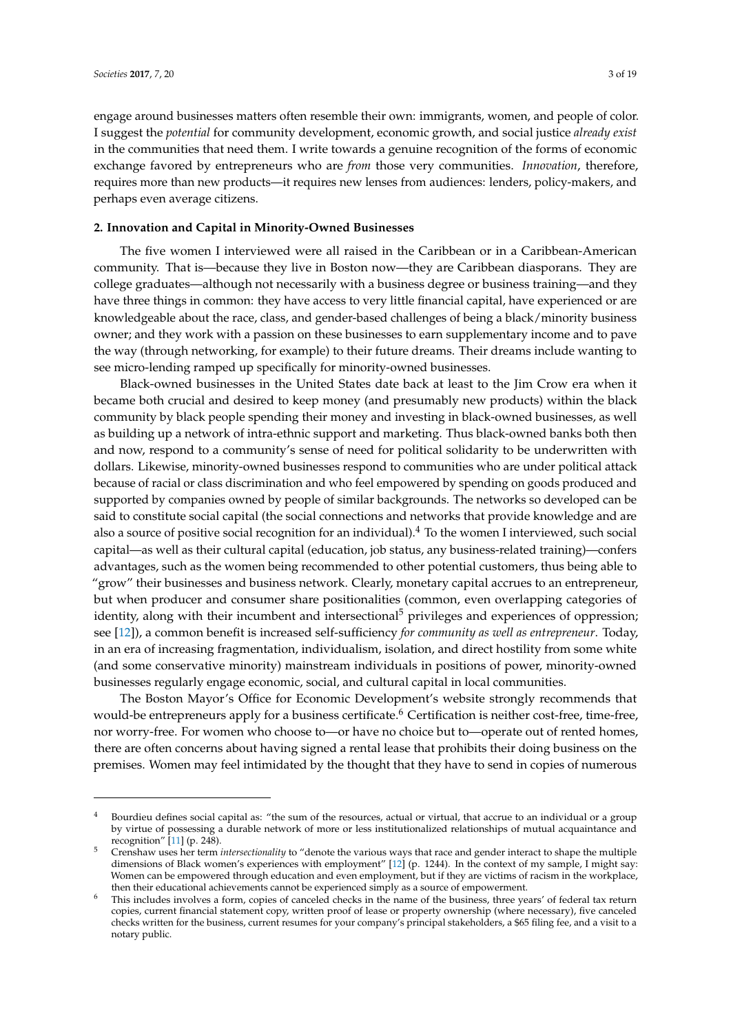engage around businesses matters often resemble their own: immigrants, women, and people of color. I suggest the *potential* for community development, economic growth, and social justice *already exist* in the communities that need them. I write towards a genuine recognition of the forms of economic exchange favored by entrepreneurs who are *from* those very communities. *Innovation*, therefore, requires more than new products—it requires new lenses from audiences: lenders, policy-makers, and perhaps even average citizens.

## 2. Innovation and Capital in Minority-Owned Businesses

The five women I interviewed were all raised in the Caribbean or in a Caribbean-American community. That is—because they live in Boston now—they are Caribbean diasporans. They are college graduates—although not necessarily with a business degree or business training—and they have three things in common: they have access to very little financial capital, have experienced or are knowledgeable about the race, class, and gender-based challenges of being a black/minority business owner; and they work with a passion on these businesses to earn supplementary income and to pave the way (through networking, for example) to their future dreams. Their dreams include wanting to see micro-lending ramped up specifically for minority-owned businesses.

Black-owned businesses in the United States date back at least to the Jim Crow era when it became both crucial and desired to keep money (and presumably new products) within the black community by black people spending their money and investing in black-owned businesses, as well as building up a network of intra-ethnic support and marketing. Thus black-owned banks both then and now, respond to a community's sense of need for political solidarity to be underwritten with dollars. Likewise, minority-owned businesses respond to communities who are under political attack because of racial or class discrimination and who feel empowered by spending on goods produced and supported by companies owned by people of similar backgrounds. The networks so developed can be said to constitute social capital (the social connections and networks that provide knowledge and are also a source of positive social recognition for an individual).[4] To the women I interviewed, such social capital—as well as their cultural capital (education, job status, any business-related training)—confers advantages, such as the women being recommended to other potential customers, thus being able to "grow" their businesses and business network. Clearly, monetary capital accrues to an entrepreneur, but when producer and consumer share positionalities (common, even overlapping categories of identity, along with their incumbent and intersectional[5] privileges and experiences of oppression; see [12]), a common benefit is increased self-sufficiency *for community as well as entrepreneur*. Today, in an era of increasing fragmentation, individualism, isolation, and direct hostility from some white (and some conservative minority) mainstream individuals in positions of power, minority-owned businesses regularly engage economic, social, and cultural capital in local communities.

The Boston Mayor's Office for Economic Development's website strongly recommends that would-be entrepreneurs apply for a business certificate.[6] Certification is neither cost-free, time-free, nor worry-free. For women who choose to—or have no choice but to—operate out of rented homes, there are often concerns about having signed a rental lease that prohibits their doing business on the premises. Women may feel intimidated by the thought that they have to send in copies of numerous

---

[4] Bourdieu defines social capital as: "the sum of the resources, actual or virtual, that accrue to an individual or a group by virtue of possessing a durable network of more or less institutionalized relationships of mutual acquaintance and recognition" [11] (p. 248).

[5] Crenshaw uses her term *intersectionality* to "denote the various ways that race and gender interact to shape the multiple dimensions of Black women's experiences with employment" [12] (p. 1244). In the context of my sample, I might say: Women can be empowered through education and even employment, but if they are victims of racism in the workplace, then their educational achievements cannot be experienced simply as a source of empowerment.

[6] This includes involves a form, copies of canceled checks in the name of the business, three years' of federal tax return copies, current financial statement copy, written proof of lease or property ownership (where necessary), five canceled checks written for the business, current resumes for your company's principal stakeholders, a $65 filing fee, and a visit to a notary public.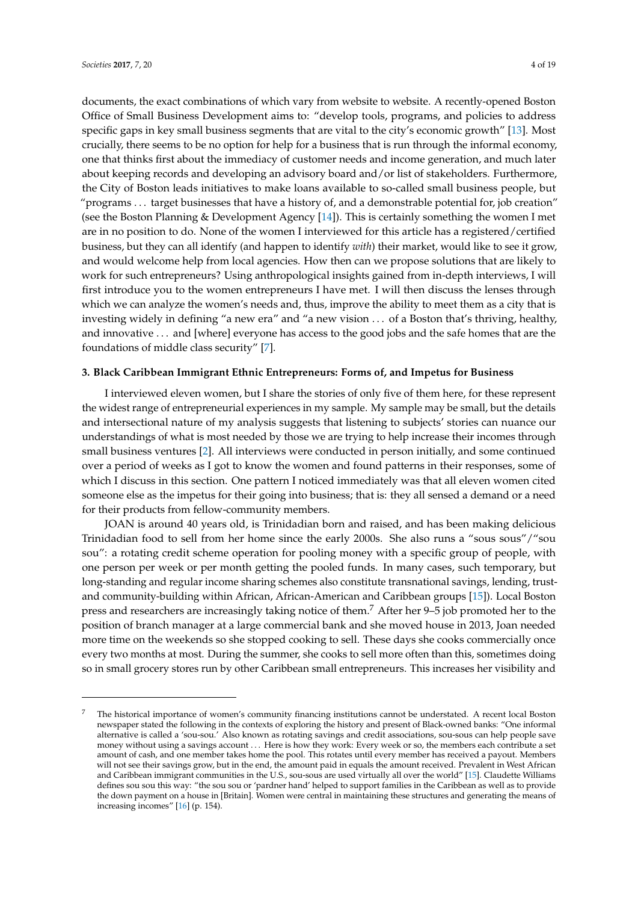documents, the exact combinations of which vary from website to website. A recently-opened Boston Office of Small Business Development aims to: "develop tools, programs, and policies to address specific gaps in key small business segments that are vital to the city's economic growth" [13]. Most crucially, there seems to be no option for help for a business that is run through the informal economy, one that thinks first about the immediacy of customer needs and income generation, and much later about keeping records and developing an advisory board and/or list of stakeholders. Furthermore, the City of Boston leads initiatives to make loans available to so-called small business people, but "programs . . . target businesses that have a history of, and a demonstrable potential for, job creation" (see the Boston Planning & Development Agency [14]). This is certainly something the women I met are in no position to do. None of the women I interviewed for this article has a registered/certified business, but they can all identify (and happen to identify *with*) their market, would like to see it grow, and would welcome help from local agencies. How then can we propose solutions that are likely to work for such entrepreneurs? Using anthropological insights gained from in-depth interviews, I will first introduce you to the women entrepreneurs I have met. I will then discuss the lenses through which we can analyze the women's needs and, thus, improve the ability to meet them as a city that is investing widely in defining "a new era" and "a new vision . . . of a Boston that's thriving, healthy, and innovative . . . and [where] everyone has access to the good jobs and the safe homes that are the foundations of middle class security" [7].

### 3. Black Caribbean Immigrant Ethnic Entrepreneurs: Forms of, and Impetus for Business

I interviewed eleven women, but I share the stories of only five of them here, for these represent the widest range of entrepreneurial experiences in my sample. My sample may be small, but the details and intersectional nature of my analysis suggests that listening to subjects' stories can nuance our understandings of what is most needed by those we are trying to help increase their incomes through small business ventures [2]. All interviews were conducted in person initially, and some continued over a period of weeks as I got to know the women and found patterns in their responses, some of which I discuss in this section. One pattern I noticed immediately was that all eleven women cited someone else as the impetus for their going into business; that is: they all sensed a demand or a need for their products from fellow-community members.

JOAN is around 40 years old, is Trinidadian born and raised, and has been making delicious Trinidadian food to sell from her home since the early 2000s. She also runs a "sous sous"/"sou sou": a rotating credit scheme operation for pooling money with a specific group of people, with one person per week or per month getting the pooled funds. In many cases, such temporary, but long-standing and regular income sharing schemes also constitute transnational savings, lending, trust- and community-building within African, African-American and Caribbean groups [15]). Local Boston press and researchers are increasingly taking notice of them.[7] After her 9–5 job promoted her to the position of branch manager at a large commercial bank and she moved house in 2013, Joan needed more time on the weekends so she stopped cooking to sell. These days she cooks commercially once every two months at most. During the summer, she cooks to sell more often than this, sometimes doing so in small grocery stores run by other Caribbean small entrepreneurs. This increases her visibility and

---

[7] The historical importance of women's community financing institutions cannot be understated. A recent local Boston newspaper stated the following in the contexts of exploring the history and present of Black-owned banks: "One informal alternative is called a 'sou-sou.' Also known as rotating savings and credit associations, sou-sous can help people save money without using a savings account . . . Here is how they work: Every week or so, the members each contribute a set amount of cash, and one member takes home the pool. This rotates until every member has received a payout. Members will not see their savings grow, but in the end, the amount paid in equals the amount received. Prevalent in West African and Caribbean immigrant communities in the U.S., sou-sous are used virtually all over the world" [15]. Claudette Williams defines sou sou this way: "the sou sou or 'pardner hand' helped to support families in the Caribbean as well as to provide the down payment on a house in [Britain]. Women were central in maintaining these structures and generating the means of increasing incomes" [16] (p. 154).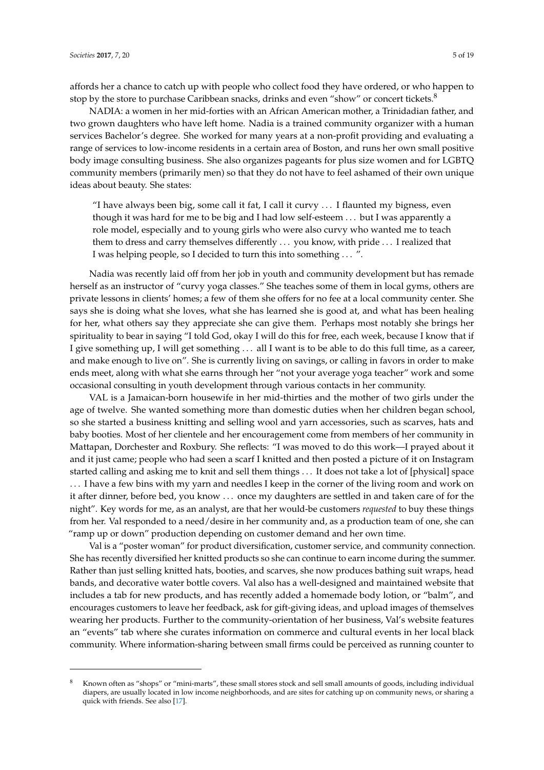affords her a chance to catch up with people who collect food they have ordered, or who happen to stop by the store to purchase Caribbean snacks, drinks and even "show" or concert tickets.[8]

NADIA: a women in her mid-forties with an African American mother, a Trinidadian father, and two grown daughters who have left home. Nadia is a trained community organizer with a human services Bachelor's degree. She worked for many years at a non-profit providing and evaluating a range of services to low-income residents in a certain area of Boston, and runs her own small positive body image consulting business. She also organizes pageants for plus size women and for LGBTQ community members (primarily men) so that they do not have to feel ashamed of their own unique ideas about beauty. She states:

> "I have always been big, some call it fat, I call it curvy ... I flaunted my bigness, even though it was hard for me to be big and I had low self-esteem ... but I was apparently a role model, especially and to young girls who were also curvy who wanted me to teach them to dress and carry themselves differently ... you know, with pride ... I realized that I was helping people, so I decided to turn this into something ... ".

Nadia was recently laid off from her job in youth and community development but has remade herself as an instructor of "curvy yoga classes." She teaches some of them in local gyms, others are private lessons in clients' homes; a few of them she offers for no fee at a local community center. She says she is doing what she loves, what she has learned she is good at, and what has been healing for her, what others say they appreciate she can give them. Perhaps most notably she brings her spirituality to bear in saying "I told God, okay I will do this for free, each week, because I know that if I give something up, I will get something ... all I want is to be able to do this full time, as a career, and make enough to live on". She is currently living on savings, or calling in favors in order to make ends meet, along with what she earns through her "not your average yoga teacher" work and some occasional consulting in youth development through various contacts in her community.

VAL is a Jamaican-born housewife in her mid-thirties and the mother of two girls under the age of twelve. She wanted something more than domestic duties when her children began school, so she started a business knitting and selling wool and yarn accessories, such as scarves, hats and baby booties. Most of her clientele and her encouragement come from members of her community in Mattapan, Dorchester and Roxbury. She reflects: "I was moved to do this work—I prayed about it and it just came; people who had seen a scarf I knitted and then posted a picture of it on Instagram started calling and asking me to knit and sell them things ... It does not take a lot of [physical] space ... I have a few bins with my yarn and needles I keep in the corner of the living room and work on it after dinner, before bed, you know ... once my daughters are settled in and taken care of for the night". Key words for me, as an analyst, are that her would-be customers *requested* to buy these things from her. Val responded to a need/desire in her community and, as a production team of one, she can "ramp up or down" production depending on customer demand and her own time.

Val is a "poster woman" for product diversification, customer service, and community connection. She has recently diversified her knitted products so she can continue to earn income during the summer. Rather than just selling knitted hats, booties, and scarves, she now produces bathing suit wraps, head bands, and decorative water bottle covers. Val also has a well-designed and maintained website that includes a tab for new products, and has recently added a homemade body lotion, or "balm", and encourages customers to leave her feedback, ask for gift-giving ideas, and upload images of themselves wearing her products. Further to the community-orientation of her business, Val's website features an "events" tab where she curates information on commerce and cultural events in her local black community. Where information-sharing between small firms could be perceived as running counter to

---

[8] Known often as "shops" or "mini-marts", these small stores stock and sell small amounts of goods, including individual diapers, are usually located in low income neighborhoods, and are sites for catching up on community news, or sharing a quick with friends. See also [17].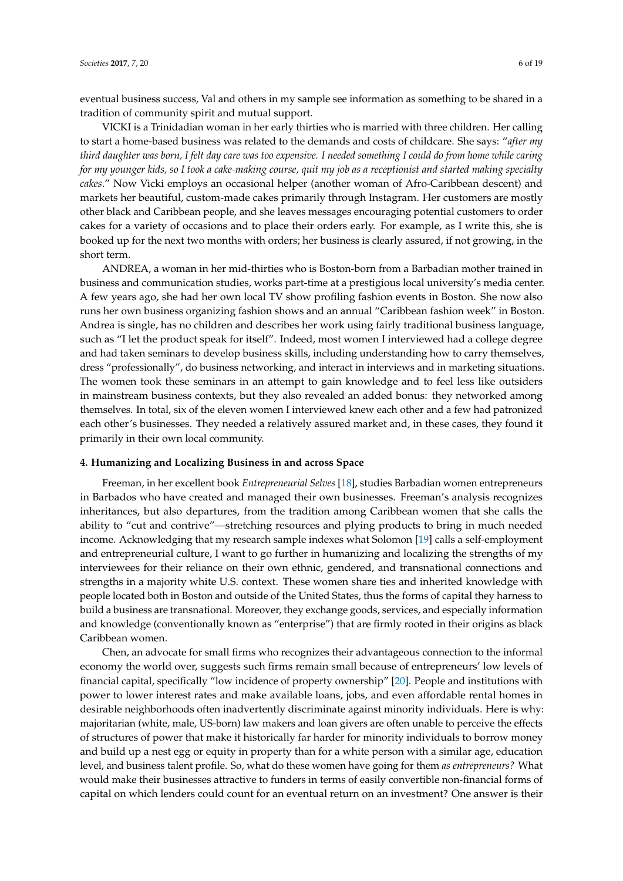eventual business success, Val and others in my sample see information as something to be shared in a tradition of community spirit and mutual support.

VICKI is a Trinidadian woman in her early thirties who is married with three children. Her calling to start a home-based business was related to the demands and costs of childcare. She says: "*after my third daughter was born, I felt day care was too expensive. I needed something I could do from home while caring for my younger kids, so I took a cake-making course, quit my job as a receptionist and started making specialty cakes*." Now Vicki employs an occasional helper (another woman of Afro-Caribbean descent) and markets her beautiful, custom-made cakes primarily through Instagram. Her customers are mostly other black and Caribbean people, and she leaves messages encouraging potential customers to order cakes for a variety of occasions and to place their orders early. For example, as I write this, she is booked up for the next two months with orders; her business is clearly assured, if not growing, in the short term.

ANDREA, a woman in her mid-thirties who is Boston-born from a Barbadian mother trained in business and communication studies, works part-time at a prestigious local university's media center. A few years ago, she had her own local TV show profiling fashion events in Boston. She now also runs her own business organizing fashion shows and an annual "Caribbean fashion week" in Boston. Andrea is single, has no children and describes her work using fairly traditional business language, such as "I let the product speak for itself". Indeed, most women I interviewed had a college degree and had taken seminars to develop business skills, including understanding how to carry themselves, dress "professionally", do business networking, and interact in interviews and in marketing situations. The women took these seminars in an attempt to gain knowledge and to feel less like outsiders in mainstream business contexts, but they also revealed an added bonus: they networked among themselves. In total, six of the eleven women I interviewed knew each other and a few had patronized each other's businesses. They needed a relatively assured market and, in these cases, they found it primarily in their own local community.

#### 4. Humanizing and Localizing Business in and across Space

Freeman, in her excellent book *Entrepreneurial Selves* [18], studies Barbadian women entrepreneurs in Barbados who have created and managed their own businesses. Freeman's analysis recognizes inheritances, but also departures, from the tradition among Caribbean women that she calls the ability to "cut and contrive"—stretching resources and plying products to bring in much needed income. Acknowledging that my research sample indexes what Solomon [19] calls a self-employment and entrepreneurial culture, I want to go further in humanizing and localizing the strengths of my interviewees for their reliance on their own ethnic, gendered, and transnational connections and strengths in a majority white U.S. context. These women share ties and inherited knowledge with people located both in Boston and outside of the United States, thus the forms of capital they harness to build a business are transnational. Moreover, they exchange goods, services, and especially information and knowledge (conventionally known as "enterprise") that are firmly rooted in their origins as black Caribbean women.

Chen, an advocate for small firms who recognizes their advantageous connection to the informal economy the world over, suggests such firms remain small because of entrepreneurs' low levels of financial capital, specifically "low incidence of property ownership" [20]. People and institutions with power to lower interest rates and make available loans, jobs, and even affordable rental homes in desirable neighborhoods often inadvertently discriminate against minority individuals. Here is why: majoritarian (white, male, US-born) law makers and loan givers are often unable to perceive the effects of structures of power that make it historically far harder for minority individuals to borrow money and build up a nest egg or equity in property than for a white person with a similar age, education level, and business talent profile. So, what do these women have going for them *as entrepreneurs?* What would make their businesses attractive to funders in terms of easily convertible non-financial forms of capital on which lenders could count for an eventual return on an investment? One answer is their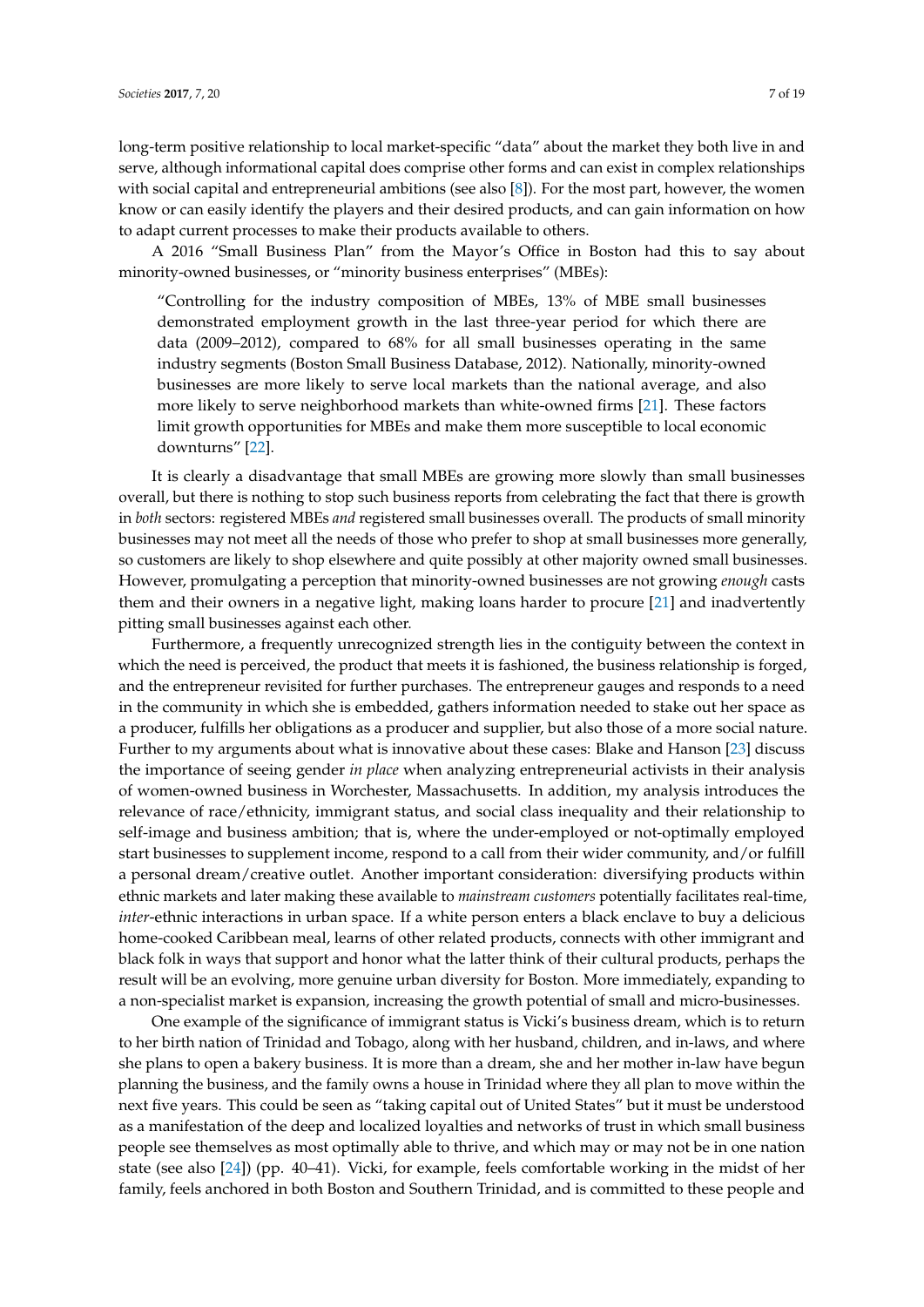long-term positive relationship to local market-specific "data" about the market they both live in and serve, although informational capital does comprise other forms and can exist in complex relationships with social capital and entrepreneurial ambitions (see also [8]). For the most part, however, the women know or can easily identify the players and their desired products, and can gain information on how to adapt current processes to make their products available to others.

A 2016 "Small Business Plan" from the Mayor's Office in Boston had this to say about minority-owned businesses, or "minority business enterprises" (MBEs):

> "Controlling for the industry composition of MBEs, 13% of MBE small businesses demonstrated employment growth in the last three-year period for which there are data (2009–2012), compared to 68% for all small businesses operating in the same industry segments (Boston Small Business Database, 2012). Nationally, minority-owned businesses are more likely to serve local markets than the national average, and also more likely to serve neighborhood markets than white-owned firms [21]. These factors limit growth opportunities for MBEs and make them more susceptible to local economic downturns" [22].

It is clearly a disadvantage that small MBEs are growing more slowly than small businesses overall, but there is nothing to stop such business reports from celebrating the fact that there is growth in *both* sectors: registered MBEs *and* registered small businesses overall. The products of small minority businesses may not meet all the needs of those who prefer to shop at small businesses more generally, so customers are likely to shop elsewhere and quite possibly at other majority owned small businesses. However, promulgating a perception that minority-owned businesses are not growing *enough* casts them and their owners in a negative light, making loans harder to procure [21] and inadvertently pitting small businesses against each other.

Furthermore, a frequently unrecognized strength lies in the contiguity between the context in which the need is perceived, the product that meets it is fashioned, the business relationship is forged, and the entrepreneur revisited for further purchases. The entrepreneur gauges and responds to a need in the community in which she is embedded, gathers information needed to stake out her space as a producer, fulfills her obligations as a producer and supplier, but also those of a more social nature. Further to my arguments about what is innovative about these cases: Blake and Hanson [23] discuss the importance of seeing gender *in place* when analyzing entrepreneurial activists in their analysis of women-owned business in Worchester, Massachusetts. In addition, my analysis introduces the relevance of race/ethnicity, immigrant status, and social class inequality and their relationship to self-image and business ambition; that is, where the under-employed or not-optimally employed start businesses to supplement income, respond to a call from their wider community, and/or fulfill a personal dream/creative outlet. Another important consideration: diversifying products within ethnic markets and later making these available to *mainstream customers* potentially facilitates real-time, *inter*-ethnic interactions in urban space. If a white person enters a black enclave to buy a delicious home-cooked Caribbean meal, learns of other related products, connects with other immigrant and black folk in ways that support and honor what the latter think of their cultural products, perhaps the result will be an evolving, more genuine urban diversity for Boston. More immediately, expanding to a non-specialist market is expansion, increasing the growth potential of small and micro-businesses.

One example of the significance of immigrant status is Vicki's business dream, which is to return to her birth nation of Trinidad and Tobago, along with her husband, children, and in-laws, and where she plans to open a bakery business. It is more than a dream, she and her mother in-law have begun planning the business, and the family owns a house in Trinidad where they all plan to move within the next five years. This could be seen as "taking capital out of United States" but it must be understood as a manifestation of the deep and localized loyalties and networks of trust in which small business people see themselves as most optimally able to thrive, and which may or may not be in one nation state (see also [24]) (pp. 40–41). Vicki, for example, feels comfortable working in the midst of her family, feels anchored in both Boston and Southern Trinidad, and is committed to these people and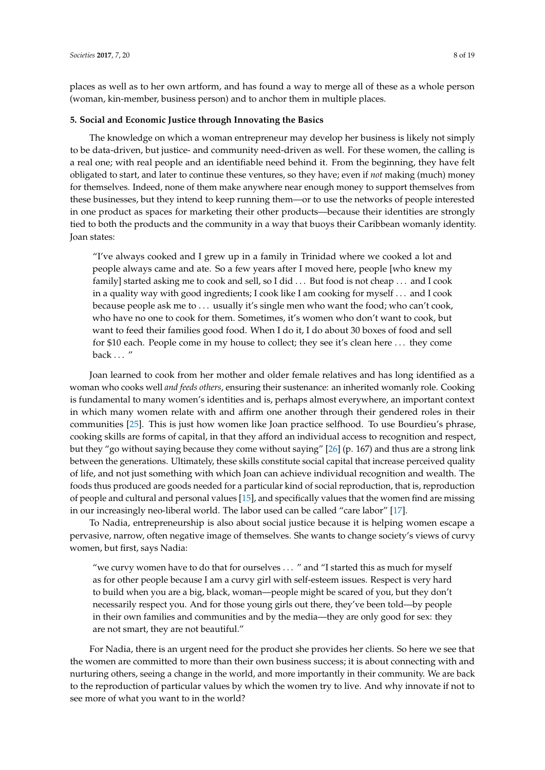places as well as to her own artform, and has found a way to merge all of these as a whole person (woman, kin-member, business person) and to anchor them in multiple places.

## 5. Social and Economic Justice through Innovating the Basics

The knowledge on which a woman entrepreneur may develop her business is likely not simply to be data-driven, but justice- and community need-driven as well. For these women, the calling is a real one; with real people and an identifiable need behind it. From the beginning, they have felt obligated to start, and later to continue these ventures, so they have; even if *not* making (much) money for themselves. Indeed, none of them make anywhere near enough money to support themselves from these businesses, but they intend to keep running them—or to use the networks of people interested in one product as spaces for marketing their other products—because their identities are strongly tied to both the products and the community in a way that buoys their Caribbean womanly identity. Joan states:

> "I've always cooked and I grew up in a family in Trinidad where we cooked a lot and people always came and ate. So a few years after I moved here, people [who knew my family] started asking me to cook and sell, so I did . . . But food is not cheap . . . and I cook in a quality way with good ingredients; I cook like I am cooking for myself . . . and I cook because people ask me to . . . usually it's single men who want the food; who can't cook, who have no one to cook for them. Sometimes, it's women who don't want to cook, but want to feed their families good food. When I do it, I do about 30 boxes of food and sell for $10 each. People come in my house to collect; they see it's clean here . . . they come back . . . "

Joan learned to cook from her mother and older female relatives and has long identified as a woman who cooks well *and feeds others*, ensuring their sustenance: an inherited womanly role. Cooking is fundamental to many women's identities and is, perhaps almost everywhere, an important context in which many women relate with and affirm one another through their gendered roles in their communities [25]. This is just how women like Joan practice selfhood. To use Bourdieu's phrase, cooking skills are forms of capital, in that they afford an individual access to recognition and respect, but they "go without saying because they come without saying" [26] (p. 167) and thus are a strong link between the generations. Ultimately, these skills constitute social capital that increase perceived quality of life, and not just something with which Joan can achieve individual recognition and wealth. The foods thus produced are goods needed for a particular kind of social reproduction, that is, reproduction of people and cultural and personal values [15], and specifically values that the women find are missing in our increasingly neo-liberal world. The labor used can be called "care labor" [17].

To Nadia, entrepreneurship is also about social justice because it is helping women escape a pervasive, narrow, often negative image of themselves. She wants to change society's views of curvy women, but first, says Nadia:

> "we curvy women have to do that for ourselves . . . " and "I started this as much for myself as for other people because I am a curvy girl with self-esteem issues. Respect is very hard to build when you are a big, black, woman—people might be scared of you, but they don't necessarily respect you. And for those young girls out there, they've been told—by people in their own families and communities and by the media—they are only good for sex: they are not smart, they are not beautiful."

For Nadia, there is an urgent need for the product she provides her clients. So here we see that the women are committed to more than their own business success; it is about connecting with and nurturing others, seeing a change in the world, and more importantly in their community. We are back to the reproduction of particular values by which the women try to live. And why innovate if not to see more of what you want to in the world?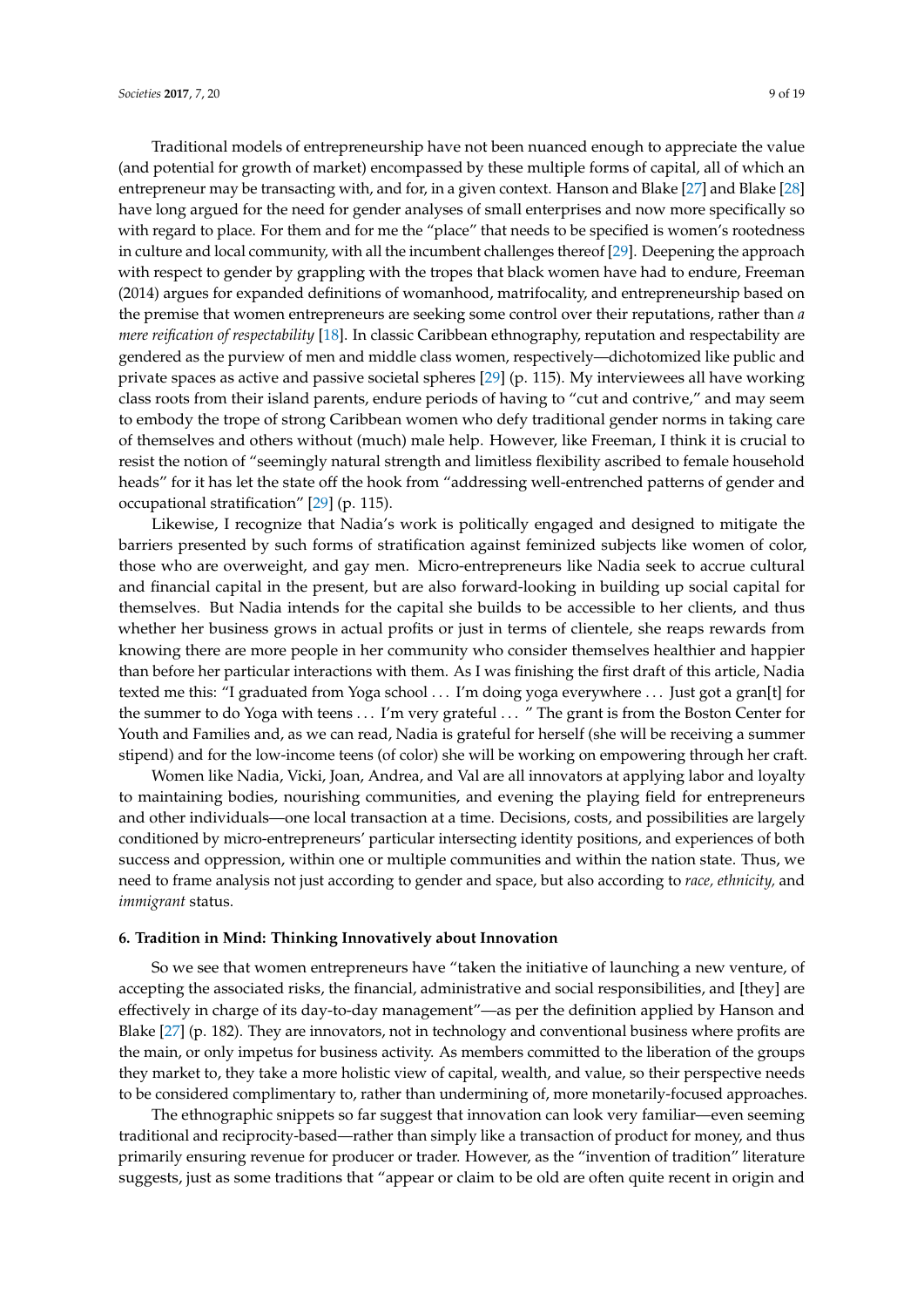Traditional models of entrepreneurship have not been nuanced enough to appreciate the value (and potential for growth of market) encompassed by these multiple forms of capital, all of which an entrepreneur may be transacting with, and for, in a given context. Hanson and Blake [27] and Blake [28] have long argued for the need for gender analyses of small enterprises and now more specifically so with regard to place. For them and for me the "place" that needs to be specified is women's rootedness in culture and local community, with all the incumbent challenges thereof [29]. Deepening the approach with respect to gender by grappling with the tropes that black women have had to endure, Freeman (2014) argues for expanded definitions of womanhood, matrifocality, and entrepreneurship based on the premise that women entrepreneurs are seeking some control over their reputations, rather than *a mere reification of respectability* [18]. In classic Caribbean ethnography, reputation and respectability are gendered as the purview of men and middle class women, respectively—dichotomized like public and private spaces as active and passive societal spheres [29] (p. 115). My interviewees all have working class roots from their island parents, endure periods of having to "cut and contrive," and may seem to embody the trope of strong Caribbean women who defy traditional gender norms in taking care of themselves and others without (much) male help. However, like Freeman, I think it is crucial to resist the notion of "seemingly natural strength and limitless flexibility ascribed to female household heads" for it has let the state off the hook from "addressing well-entrenched patterns of gender and occupational stratification" [29] (p. 115).

Likewise, I recognize that Nadia's work is politically engaged and designed to mitigate the barriers presented by such forms of stratification against feminized subjects like women of color, those who are overweight, and gay men. Micro-entrepreneurs like Nadia seek to accrue cultural and financial capital in the present, but are also forward-looking in building up social capital for themselves. But Nadia intends for the capital she builds to be accessible to her clients, and thus whether her business grows in actual profits or just in terms of clientele, she reaps rewards from knowing there are more people in her community who consider themselves healthier and happier than before her particular interactions with them. As I was finishing the first draft of this article, Nadia texted me this: "I graduated from Yoga school ... I'm doing yoga everywhere ... Just got a gran[t] for the summer to do Yoga with teens ... I'm very grateful ... " The grant is from the Boston Center for Youth and Families and, as we can read, Nadia is grateful for herself (she will be receiving a summer stipend) and for the low-income teens (of color) she will be working on empowering through her craft.

Women like Nadia, Vicki, Joan, Andrea, and Val are all innovators at applying labor and loyalty to maintaining bodies, nourishing communities, and evening the playing field for entrepreneurs and other individuals—one local transaction at a time. Decisions, costs, and possibilities are largely conditioned by micro-entrepreneurs' particular intersecting identity positions, and experiences of both success and oppression, within one or multiple communities and within the nation state. Thus, we need to frame analysis not just according to gender and space, but also according to *race, ethnicity,* and *immigrant* status.

## 6. Tradition in Mind: Thinking Innovatively about Innovation

So we see that women entrepreneurs have "taken the initiative of launching a new venture, of accepting the associated risks, the financial, administrative and social responsibilities, and [they] are effectively in charge of its day-to-day management"—as per the definition applied by Hanson and Blake [27] (p. 182). They are innovators, not in technology and conventional business where profits are the main, or only impetus for business activity. As members committed to the liberation of the groups they market to, they take a more holistic view of capital, wealth, and value, so their perspective needs to be considered complimentary to, rather than undermining of, more monetarily-focused approaches.

The ethnographic snippets so far suggest that innovation can look very familiar—even seeming traditional and reciprocity-based—rather than simply like a transaction of product for money, and thus primarily ensuring revenue for producer or trader. However, as the "invention of tradition" literature suggests, just as some traditions that "appear or claim to be old are often quite recent in origin and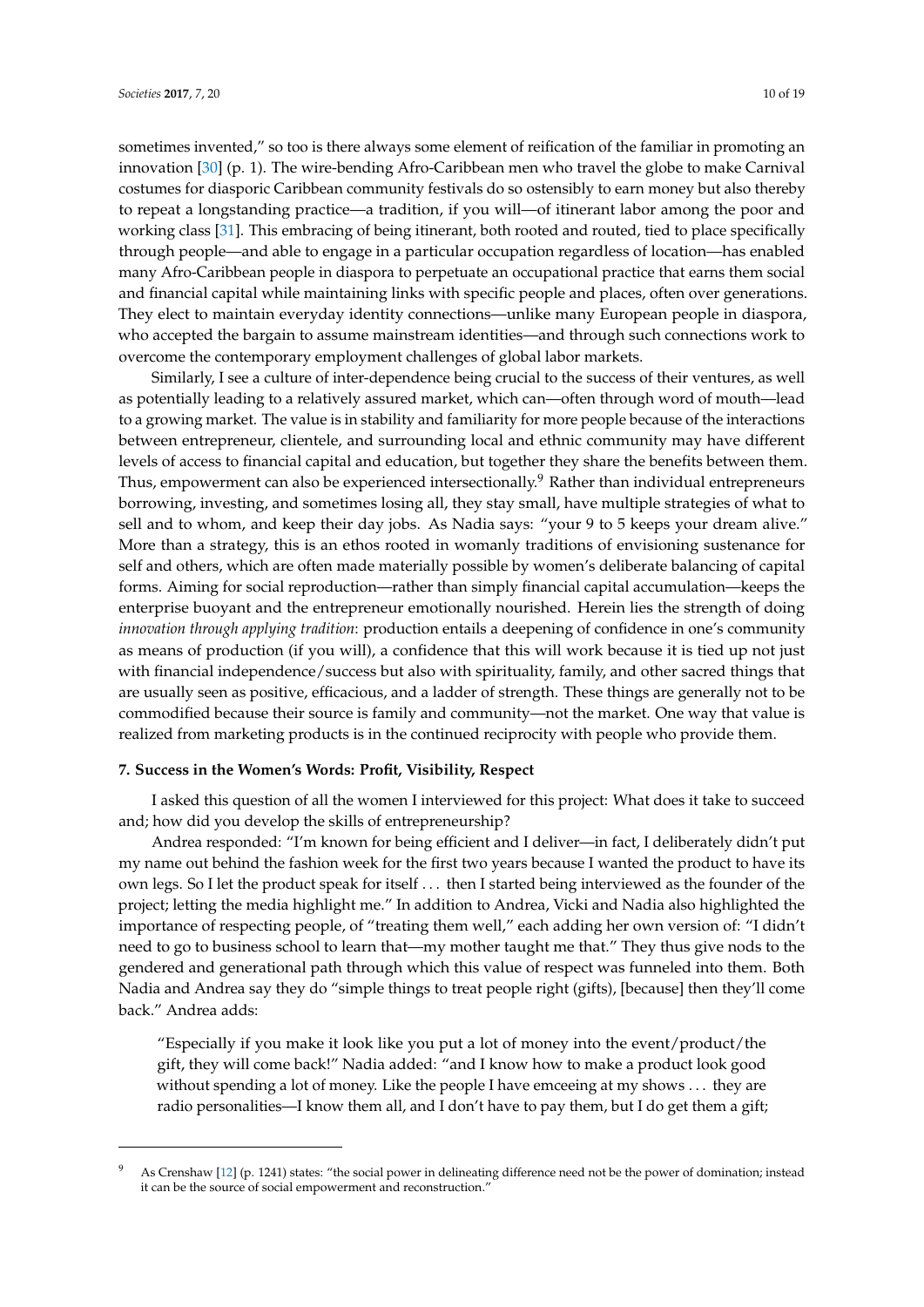sometimes invented," so too is there always some element of reification of the familiar in promoting an innovation [30] (p. 1). The wire-bending Afro-Caribbean men who travel the globe to make Carnival costumes for diasporic Caribbean community festivals do so ostensibly to earn money but also thereby to repeat a longstanding practice—a tradition, if you will—of itinerant labor among the poor and working class [31]. This embracing of being itinerant, both rooted and routed, tied to place specifically through people—and able to engage in a particular occupation regardless of location—has enabled many Afro-Caribbean people in diaspora to perpetuate an occupational practice that earns them social and financial capital while maintaining links with specific people and places, often over generations. They elect to maintain everyday identity connections—unlike many European people in diaspora, who accepted the bargain to assume mainstream identities—and through such connections work to overcome the contemporary employment challenges of global labor markets.

Similarly, I see a culture of inter-dependence being crucial to the success of their ventures, as well as potentially leading to a relatively assured market, which can—often through word of mouth—lead to a growing market. The value is in stability and familiarity for more people because of the interactions between entrepreneur, clientele, and surrounding local and ethnic community may have different levels of access to financial capital and education, but together they share the benefits between them. Thus, empowerment can also be experienced intersectionally.[9] Rather than individual entrepreneurs borrowing, investing, and sometimes losing all, they stay small, have multiple strategies of what to sell and to whom, and keep their day jobs. As Nadia says: "your 9 to 5 keeps your dream alive." More than a strategy, this is an ethos rooted in womanly traditions of envisioning sustenance for self and others, which are often made materially possible by women's deliberate balancing of capital forms. Aiming for social reproduction—rather than simply financial capital accumulation—keeps the enterprise buoyant and the entrepreneur emotionally nourished. Herein lies the strength of doing *innovation through applying tradition*: production entails a deepening of confidence in one's community as means of production (if you will), a confidence that this will work because it is tied up not just with financial independence/success but also with spirituality, family, and other sacred things that are usually seen as positive, efficacious, and a ladder of strength. These things are generally not to be commodified because their source is family and community—not the market. One way that value is realized from marketing products is in the continued reciprocity with people who provide them.

**7. Success in the Women's Words: Profit, Visibility, Respect**

I asked this question of all the women I interviewed for this project: What does it take to succeed and; how did you develop the skills of entrepreneurship?

Andrea responded: "I'm known for being efficient and I deliver—in fact, I deliberately didn't put my name out behind the fashion week for the first two years because I wanted the product to have its own legs. So I let the product speak for itself . . . then I started being interviewed as the founder of the project; letting the media highlight me." In addition to Andrea, Vicki and Nadia also highlighted the importance of respecting people, of "treating them well," each adding her own version of: "I didn't need to go to business school to learn that—my mother taught me that." They thus give nods to the gendered and generational path through which this value of respect was funneled into them. Both Nadia and Andrea say they do "simple things to treat people right (gifts), [because] then they'll come back." Andrea adds:

> "Especially if you make it look like you put a lot of money into the event/product/the gift, they will come back!" Nadia added: "and I know how to make a product look good without spending a lot of money. Like the people I have emceeing at my shows . . . they are radio personalities—I know them all, and I don't have to pay them, but I do get them a gift;

[9] As Crenshaw [12] (p. 1241) states: "the social power in delineating difference need not be the power of domination; instead it can be the source of social empowerment and reconstruction."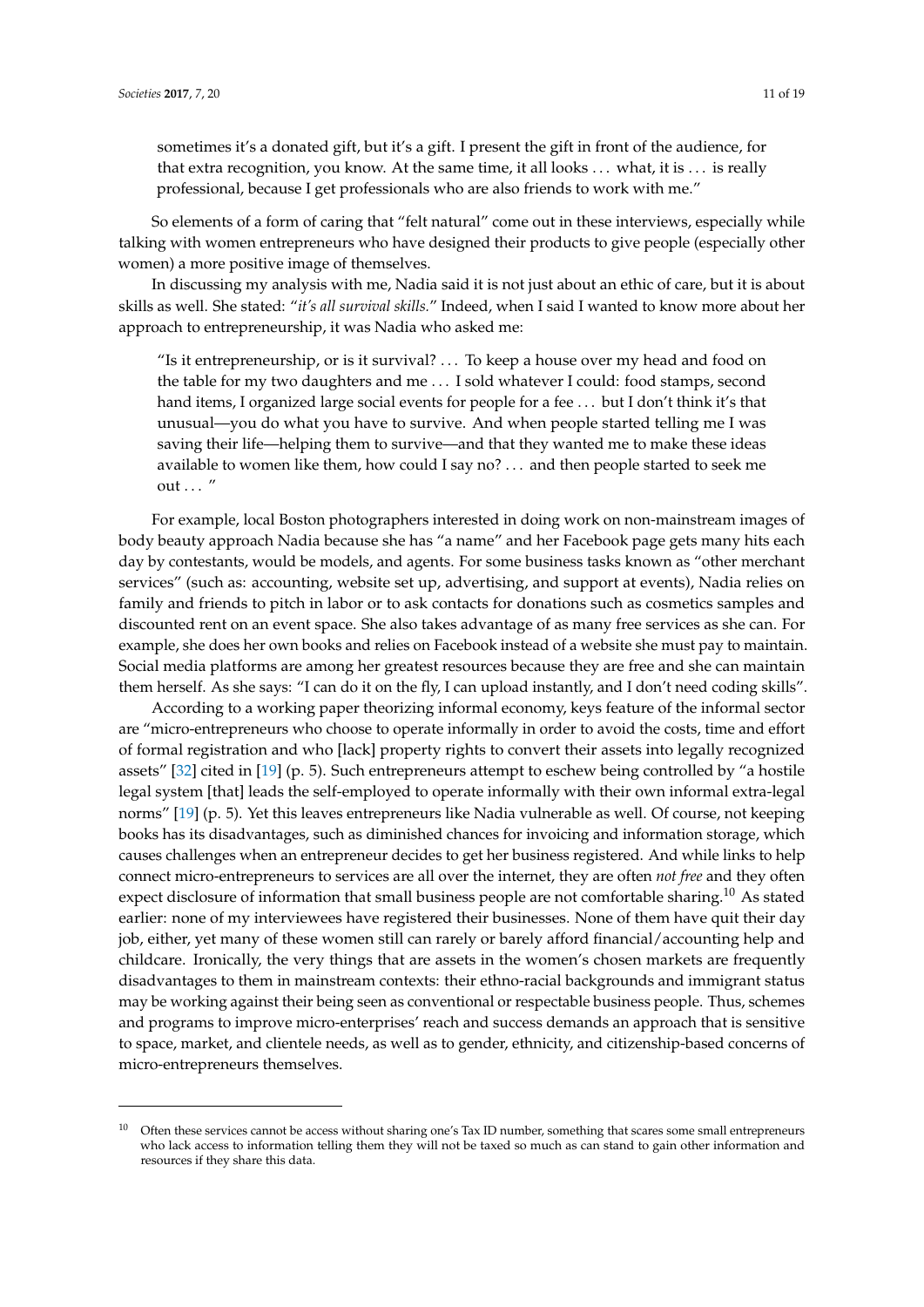sometimes it's a donated gift, but it's a gift. I present the gift in front of the audience, for that extra recognition, you know. At the same time, it all looks ... what, it is ... is really professional, because I get professionals who are also friends to work with me."

So elements of a form of caring that "felt natural" come out in these interviews, especially while talking with women entrepreneurs who have designed their products to give people (especially other women) a more positive image of themselves.

In discussing my analysis with me, Nadia said it is not just about an ethic of care, but it is about skills as well. She stated: "*it's all survival skills.*" Indeed, when I said I wanted to know more about her approach to entrepreneurship, it was Nadia who asked me:

> "Is it entrepreneurship, or is it survival? ... To keep a house over my head and food on the table for my two daughters and me ... I sold whatever I could: food stamps, second hand items, I organized large social events for people for a fee ... but I don't think it's that unusual—you do what you have to survive. And when people started telling me I was saving their life—helping them to survive—and that they wanted me to make these ideas available to women like them, how could I say no? ... and then people started to seek me out ... "

For example, local Boston photographers interested in doing work on non-mainstream images of body beauty approach Nadia because she has "a name" and her Facebook page gets many hits each day by contestants, would be models, and agents. For some business tasks known as "other merchant services" (such as: accounting, website set up, advertising, and support at events), Nadia relies on family and friends to pitch in labor or to ask contacts for donations such as cosmetics samples and discounted rent on an event space. She also takes advantage of as many free services as she can. For example, she does her own books and relies on Facebook instead of a website she must pay to maintain. Social media platforms are among her greatest resources because they are free and she can maintain them herself. As she says: "I can do it on the fly, I can upload instantly, and I don't need coding skills".

According to a working paper theorizing informal economy, keys feature of the informal sector are "micro-entrepreneurs who choose to operate informally in order to avoid the costs, time and effort of formal registration and who [lack] property rights to convert their assets into legally recognized assets" [32] cited in [19] (p. 5). Such entrepreneurs attempt to eschew being controlled by "a hostile legal system [that] leads the self-employed to operate informally with their own informal extra-legal norms" [19] (p. 5). Yet this leaves entrepreneurs like Nadia vulnerable as well. Of course, not keeping books has its disadvantages, such as diminished chances for invoicing and information storage, which causes challenges when an entrepreneur decides to get her business registered. And while links to help connect micro-entrepreneurs to services are all over the internet, they are often *not free* and they often expect disclosure of information that small business people are not comfortable sharing.[10] As stated earlier: none of my interviewees have registered their businesses. None of them have quit their day job, either, yet many of these women still can rarely or barely afford financial/accounting help and childcare. Ironically, the very things that are assets in the women's chosen markets are frequently disadvantages to them in mainstream contexts: their ethno-racial backgrounds and immigrant status may be working against their being seen as conventional or respectable business people. Thus, schemes and programs to improve micro-enterprises' reach and success demands an approach that is sensitive to space, market, and clientele needs, as well as to gender, ethnicity, and citizenship-based concerns of micro-entrepreneurs themselves.

---

[10] Often these services cannot be access without sharing one's Tax ID number, something that scares some small entrepreneurs who lack access to information telling them they will not be taxed so much as can stand to gain other information and resources if they share this data.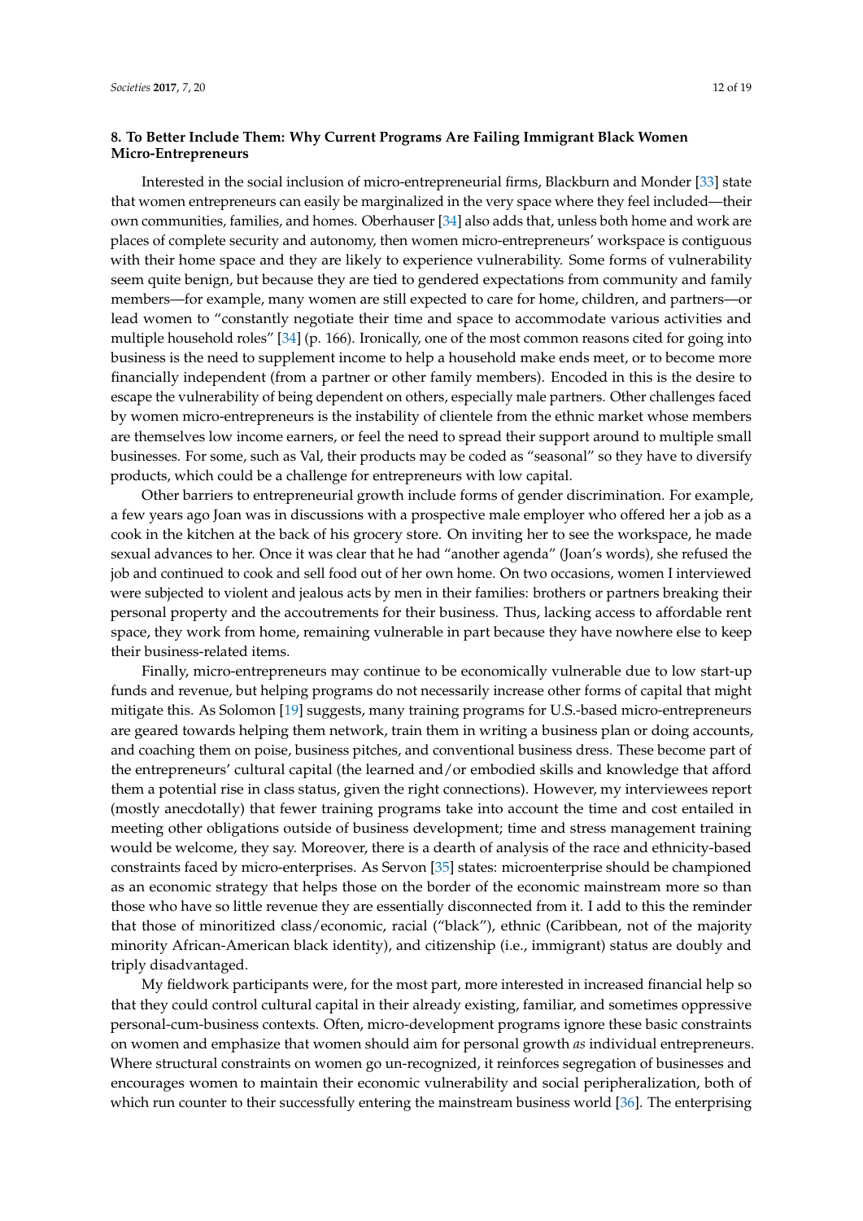## 8. To Better Include Them: Why Current Programs Are Failing Immigrant Black Women Micro-Entrepreneurs

Interested in the social inclusion of micro-entrepreneurial firms, Blackburn and Monder [33] state that women entrepreneurs can easily be marginalized in the very space where they feel included—their own communities, families, and homes. Oberhauser [34] also adds that, unless both home and work are places of complete security and autonomy, then women micro-entrepreneurs' workspace is contiguous with their home space and they are likely to experience vulnerability. Some forms of vulnerability seem quite benign, but because they are tied to gendered expectations from community and family members—for example, many women are still expected to care for home, children, and partners—or lead women to "constantly negotiate their time and space to accommodate various activities and multiple household roles" [34] (p. 166). Ironically, one of the most common reasons cited for going into business is the need to supplement income to help a household make ends meet, or to become more financially independent (from a partner or other family members). Encoded in this is the desire to escape the vulnerability of being dependent on others, especially male partners. Other challenges faced by women micro-entrepreneurs is the instability of clientele from the ethnic market whose members are themselves low income earners, or feel the need to spread their support around to multiple small businesses. For some, such as Val, their products may be coded as "seasonal" so they have to diversify products, which could be a challenge for entrepreneurs with low capital.

Other barriers to entrepreneurial growth include forms of gender discrimination. For example, a few years ago Joan was in discussions with a prospective male employer who offered her a job as a cook in the kitchen at the back of his grocery store. On inviting her to see the workspace, he made sexual advances to her. Once it was clear that he had "another agenda" (Joan's words), she refused the job and continued to cook and sell food out of her own home. On two occasions, women I interviewed were subjected to violent and jealous acts by men in their families: brothers or partners breaking their personal property and the accoutrements for their business. Thus, lacking access to affordable rent space, they work from home, remaining vulnerable in part because they have nowhere else to keep their business-related items.

Finally, micro-entrepreneurs may continue to be economically vulnerable due to low start-up funds and revenue, but helping programs do not necessarily increase other forms of capital that might mitigate this. As Solomon [19] suggests, many training programs for U.S.-based micro-entrepreneurs are geared towards helping them network, train them in writing a business plan or doing accounts, and coaching them on poise, business pitches, and conventional business dress. These become part of the entrepreneurs' cultural capital (the learned and/or embodied skills and knowledge that afford them a potential rise in class status, given the right connections). However, my interviewees report (mostly anecdotally) that fewer training programs take into account the time and cost entailed in meeting other obligations outside of business development; time and stress management training would be welcome, they say. Moreover, there is a dearth of analysis of the race and ethnicity-based constraints faced by micro-enterprises. As Servon [35] states: microenterprise should be championed as an economic strategy that helps those on the border of the economic mainstream more so than those who have so little revenue they are essentially disconnected from it. I add to this the reminder that those of minoritized class/economic, racial ("black"), ethnic (Caribbean, not of the majority minority African-American black identity), and citizenship (i.e., immigrant) status are doubly and triply disadvantaged.

My fieldwork participants were, for the most part, more interested in increased financial help so that they could control cultural capital in their already existing, familiar, and sometimes oppressive personal-cum-business contexts. Often, micro-development programs ignore these basic constraints on women and emphasize that women should aim for personal growth *as* individual entrepreneurs. Where structural constraints on women go un-recognized, it reinforces segregation of businesses and encourages women to maintain their economic vulnerability and social peripheralization, both of which run counter to their successfully entering the mainstream business world [36]. The enterprising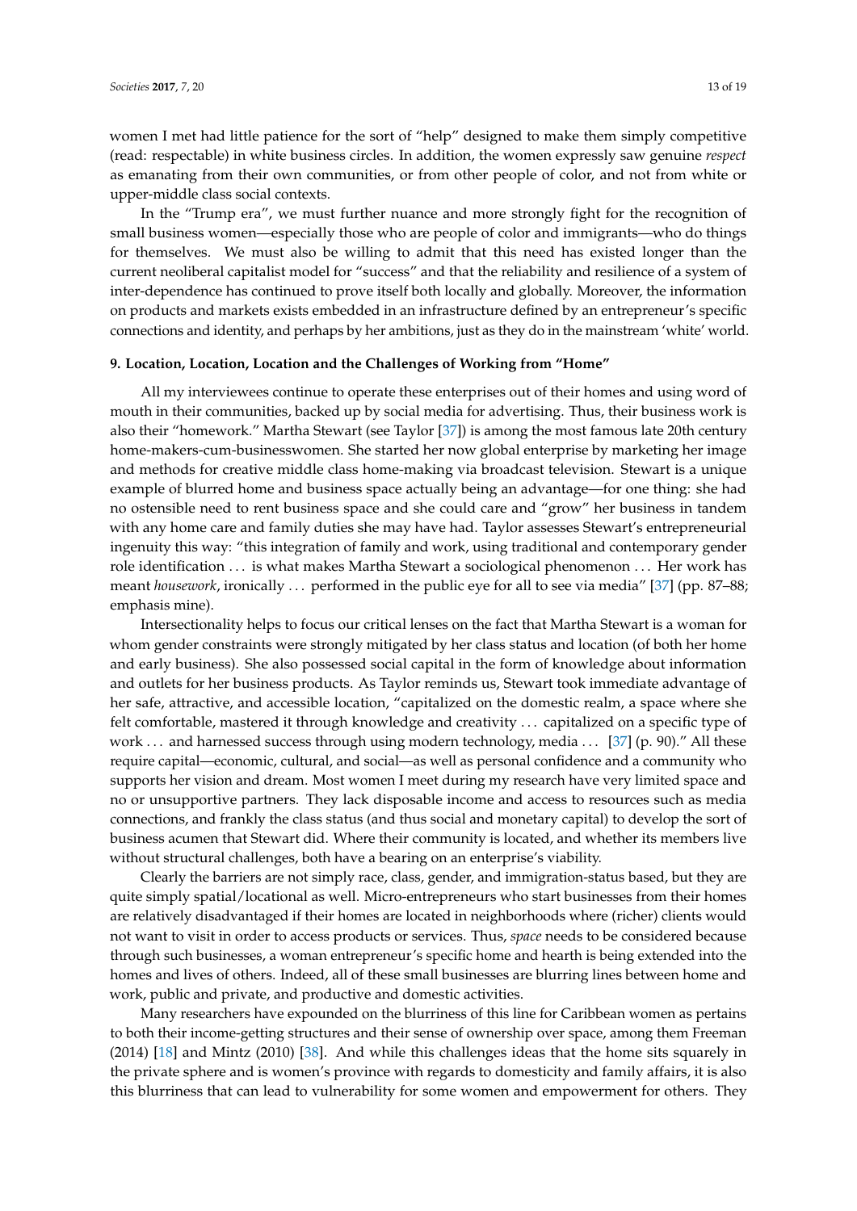women I met had little patience for the sort of "help" designed to make them simply competitive (read: respectable) in white business circles. In addition, the women expressly saw genuine *respect* as emanating from their own communities, or from other people of color, and not from white or upper-middle class social contexts.

In the "Trump era", we must further nuance and more strongly fight for the recognition of small business women—especially those who are people of color and immigrants—who do things for themselves. We must also be willing to admit that this need has existed longer than the current neoliberal capitalist model for "success" and that the reliability and resilience of a system of inter-dependence has continued to prove itself both locally and globally. Moreover, the information on products and markets exists embedded in an infrastructure defined by an entrepreneur's specific connections and identity, and perhaps by her ambitions, just as they do in the mainstream 'white' world.

**9. Location, Location, Location and the Challenges of Working from "Home"**

All my interviewees continue to operate these enterprises out of their homes and using word of mouth in their communities, backed up by social media for advertising. Thus, their business work is also their "homework." Martha Stewart (see Taylor [37]) is among the most famous late 20th century home-makers-cum-businesswomen. She started her now global enterprise by marketing her image and methods for creative middle class home-making via broadcast television. Stewart is a unique example of blurred home and business space actually being an advantage—for one thing: she had no ostensible need to rent business space and she could care and "grow" her business in tandem with any home care and family duties she may have had. Taylor assesses Stewart's entrepreneurial ingenuity this way: "this integration of family and work, using traditional and contemporary gender role identification . . . is what makes Martha Stewart a sociological phenomenon . . . Her work has meant *housework*, ironically . . . performed in the public eye for all to see via media" [37] (pp. 87–88; emphasis mine).

Intersectionality helps to focus our critical lenses on the fact that Martha Stewart is a woman for whom gender constraints were strongly mitigated by her class status and location (of both her home and early business). She also possessed social capital in the form of knowledge about information and outlets for her business products. As Taylor reminds us, Stewart took immediate advantage of her safe, attractive, and accessible location, "capitalized on the domestic realm, a space where she felt comfortable, mastered it through knowledge and creativity . . . capitalized on a specific type of work . . . and harnessed success through using modern technology, media . . . [37] (p. 90)." All these require capital—economic, cultural, and social—as well as personal confidence and a community who supports her vision and dream. Most women I meet during my research have very limited space and no or unsupportive partners. They lack disposable income and access to resources such as media connections, and frankly the class status (and thus social and monetary capital) to develop the sort of business acumen that Stewart did. Where their community is located, and whether its members live without structural challenges, both have a bearing on an enterprise's viability.

Clearly the barriers are not simply race, class, gender, and immigration-status based, but they are quite simply spatial/locational as well. Micro-entrepreneurs who start businesses from their homes are relatively disadvantaged if their homes are located in neighborhoods where (richer) clients would not want to visit in order to access products or services. Thus, *space* needs to be considered because through such businesses, a woman entrepreneur's specific home and hearth is being extended into the homes and lives of others. Indeed, all of these small businesses are blurring lines between home and work, public and private, and productive and domestic activities.

Many researchers have expounded on the blurriness of this line for Caribbean women as pertains to both their income-getting structures and their sense of ownership over space, among them Freeman (2014) [18] and Mintz (2010) [38]. And while this challenges ideas that the home sits squarely in the private sphere and is women's province with regards to domesticity and family affairs, it is also this blurriness that can lead to vulnerability for some women and empowerment for others. They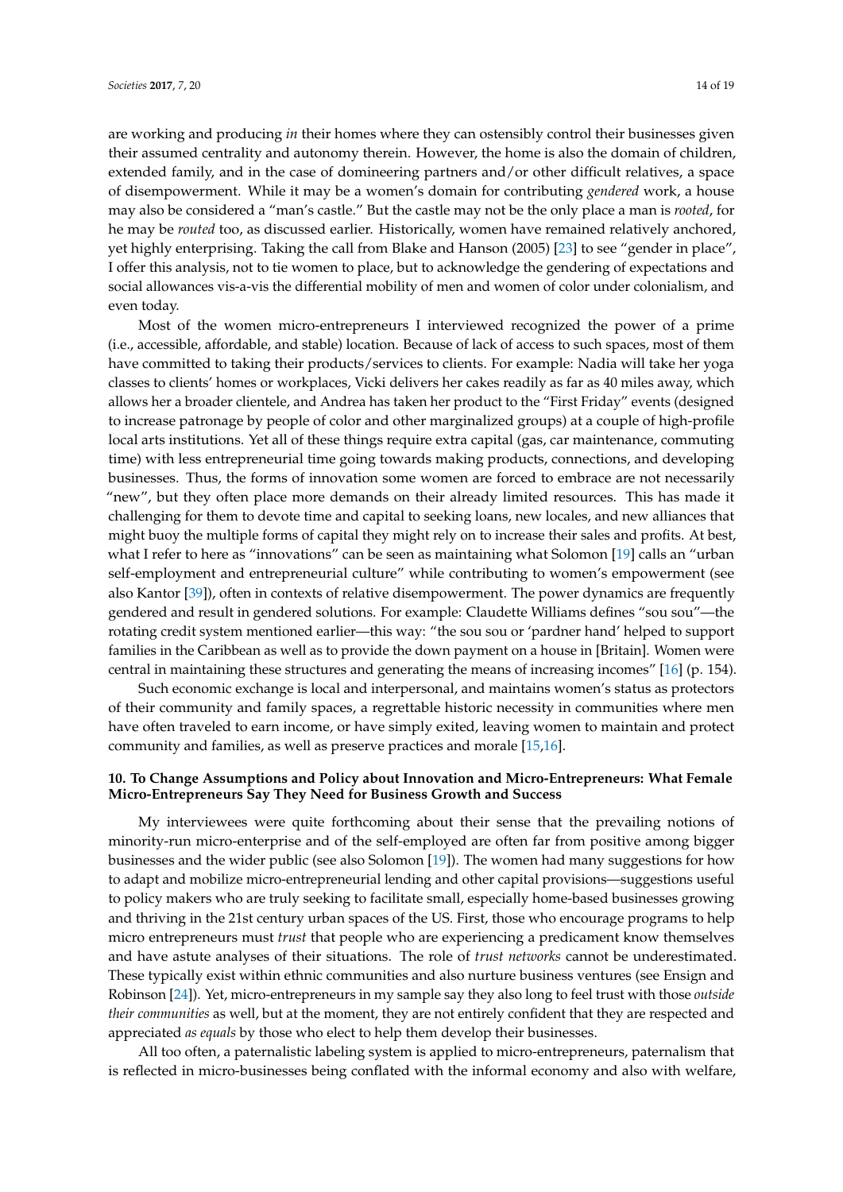are working and producing *in* their homes where they can ostensibly control their businesses given their assumed centrality and autonomy therein. However, the home is also the domain of children, extended family, and in the case of domineering partners and/or other difficult relatives, a space of disempowerment. While it may be a women's domain for contributing *gendered* work, a house may also be considered a "man's castle." But the castle may not be the only place a man is *rooted*, for he may be *routed* too, as discussed earlier. Historically, women have remained relatively anchored, yet highly enterprising. Taking the call from Blake and Hanson (2005) [23] to see "gender in place", I offer this analysis, not to tie women to place, but to acknowledge the gendering of expectations and social allowances vis-a-vis the differential mobility of men and women of color under colonialism, and even today.

Most of the women micro-entrepreneurs I interviewed recognized the power of a prime (i.e., accessible, affordable, and stable) location. Because of lack of access to such spaces, most of them have committed to taking their products/services to clients. For example: Nadia will take her yoga classes to clients' homes or workplaces, Vicki delivers her cakes readily as far as 40 miles away, which allows her a broader clientele, and Andrea has taken her product to the "First Friday" events (designed to increase patronage by people of color and other marginalized groups) at a couple of high-profile local arts institutions. Yet all of these things require extra capital (gas, car maintenance, commuting time) with less entrepreneurial time going towards making products, connections, and developing businesses. Thus, the forms of innovation some women are forced to embrace are not necessarily "new", but they often place more demands on their already limited resources. This has made it challenging for them to devote time and capital to seeking loans, new locales, and new alliances that might buoy the multiple forms of capital they might rely on to increase their sales and profits. At best, what I refer to here as "innovations" can be seen as maintaining what Solomon [19] calls an "urban self-employment and entrepreneurial culture" while contributing to women's empowerment (see also Kantor [39]), often in contexts of relative disempowerment. The power dynamics are frequently gendered and result in gendered solutions. For example: Claudette Williams defines "sou sou"—the rotating credit system mentioned earlier—this way: "the sou sou or 'pardner hand' helped to support families in the Caribbean as well as to provide the down payment on a house in [Britain]. Women were central in maintaining these structures and generating the means of increasing incomes" [16] (p. 154).

Such economic exchange is local and interpersonal, and maintains women's status as protectors of their community and family spaces, a regrettable historic necessity in communities where men have often traveled to earn income, or have simply exited, leaving women to maintain and protect community and families, as well as preserve practices and morale [15,16].

## 10. To Change Assumptions and Policy about Innovation and Micro-Entrepreneurs: What Female Micro-Entrepreneurs Say They Need for Business Growth and Success

My interviewees were quite forthcoming about their sense that the prevailing notions of minority-run micro-enterprise and of the self-employed are often far from positive among bigger businesses and the wider public (see also Solomon [19]). The women had many suggestions for how to adapt and mobilize micro-entrepreneurial lending and other capital provisions—suggestions useful to policy makers who are truly seeking to facilitate small, especially home-based businesses growing and thriving in the 21st century urban spaces of the US. First, those who encourage programs to help micro entrepreneurs must *trust* that people who are experiencing a predicament know themselves and have astute analyses of their situations. The role of *trust networks* cannot be underestimated. These typically exist within ethnic communities and also nurture business ventures (see Ensign and Robinson [24]). Yet, micro-entrepreneurs in my sample say they also long to feel trust with those *outside their communities* as well, but at the moment, they are not entirely confident that they are respected and appreciated *as equals* by those who elect to help them develop their businesses.

All too often, a paternalistic labeling system is applied to micro-entrepreneurs, paternalism that is reflected in micro-businesses being conflated with the informal economy and also with welfare,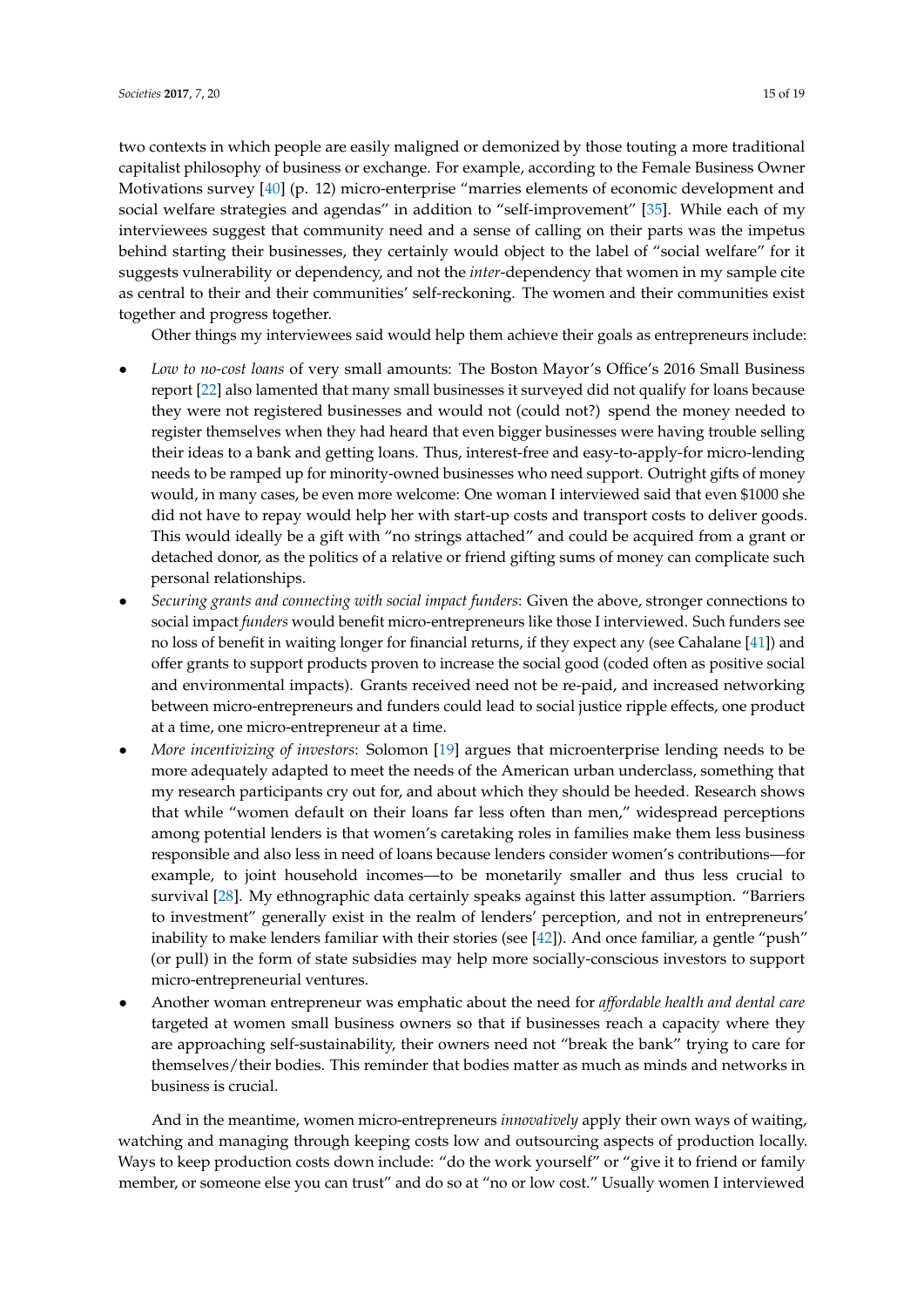two contexts in which people are easily maligned or demonized by those touting a more traditional capitalist philosophy of business or exchange. For example, according to the Female Business Owner Motivations survey [40] (p. 12) micro-enterprise "marries elements of economic development and social welfare strategies and agendas" in addition to "self-improvement" [35]. While each of my interviewees suggest that community need and a sense of calling on their parts was the impetus behind starting their businesses, they certainly would object to the label of "social welfare" for it suggests vulnerability or dependency, and not the *inter*-dependency that women in my sample cite as central to their and their communities' self-reckoning. The women and their communities exist together and progress together.

Other things my interviewees said would help them achieve their goals as entrepreneurs include:

- *Low to no-cost loans* of very small amounts: The Boston Mayor's Office's 2016 Small Business report [22] also lamented that many small businesses it surveyed did not qualify for loans because they were not registered businesses and would not (could not?) spend the money needed to register themselves when they had heard that even bigger businesses were having trouble selling their ideas to a bank and getting loans. Thus, interest-free and easy-to-apply-for micro-lending needs to be ramped up for minority-owned businesses who need support. Outright gifts of money would, in many cases, be even more welcome: One woman I interviewed said that even $1000 she did not have to repay would help her with start-up costs and transport costs to deliver goods. This would ideally be a gift with "no strings attached" and could be acquired from a grant or detached donor, as the politics of a relative or friend gifting sums of money can complicate such personal relationships.
- *Securing grants and connecting with social impact funders*: Given the above, stronger connections to social impact *funders* would benefit micro-entrepreneurs like those I interviewed. Such funders see no loss of benefit in waiting longer for financial returns, if they expect any (see Cahalane [41]) and offer grants to support products proven to increase the social good (coded often as positive social and environmental impacts). Grants received need not be re-paid, and increased networking between micro-entrepreneurs and funders could lead to social justice ripple effects, one product at a time, one micro-entrepreneur at a time.
- *More incentivizing of investors*: Solomon [19] argues that microenterprise lending needs to be more adequately adapted to meet the needs of the American urban underclass, something that my research participants cry out for, and about which they should be heeded. Research shows that while "women default on their loans far less often than men," widespread perceptions among potential lenders is that women's caretaking roles in families make them less business responsible and also less in need of loans because lenders consider women's contributions—for example, to joint household incomes—to be monetarily smaller and thus less crucial to survival [28]. My ethnographic data certainly speaks against this latter assumption. "Barriers to investment" generally exist in the realm of lenders' perception, and not in entrepreneurs' inability to make lenders familiar with their stories (see [42]). And once familiar, a gentle "push" (or pull) in the form of state subsidies may help more socially-conscious investors to support micro-entrepreneurial ventures.
- Another woman entrepreneur was emphatic about the need for *affordable health and dental care* targeted at women small business owners so that if businesses reach a capacity where they are approaching self-sustainability, their owners need not "break the bank" trying to care for themselves/their bodies. This reminder that bodies matter as much as minds and networks in business is crucial.

And in the meantime, women micro-entrepreneurs *innovatively* apply their own ways of waiting, watching and managing through keeping costs low and outsourcing aspects of production locally. Ways to keep production costs down include: "do the work yourself" or "give it to friend or family member, or someone else you can trust" and do so at "no or low cost." Usually women I interviewed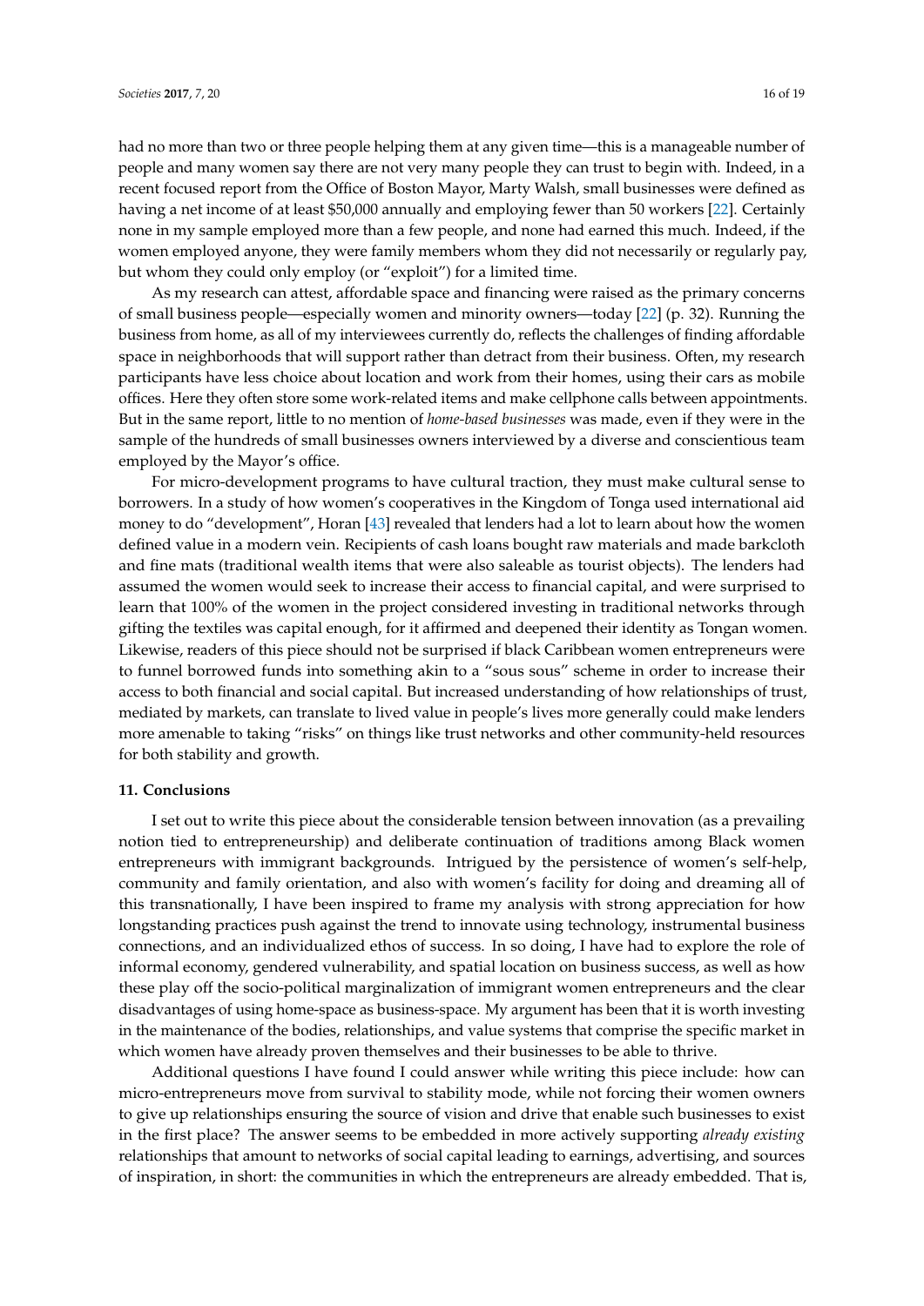had no more than two or three people helping them at any given time—this is a manageable number of people and many women say there are not very many people they can trust to begin with. Indeed, in a recent focused report from the Office of Boston Mayor, Marty Walsh, small businesses were defined as having a net income of at least $50,000 annually and employing fewer than 50 workers [22]. Certainly none in my sample employed more than a few people, and none had earned this much. Indeed, if the women employed anyone, they were family members whom they did not necessarily or regularly pay, but whom they could only employ (or "exploit") for a limited time.

As my research can attest, affordable space and financing were raised as the primary concerns of small business people—especially women and minority owners—today [22] (p. 32). Running the business from home, as all of my interviewees currently do, reflects the challenges of finding affordable space in neighborhoods that will support rather than detract from their business. Often, my research participants have less choice about location and work from their homes, using their cars as mobile offices. Here they often store some work-related items and make cellphone calls between appointments. But in the same report, little to no mention of *home-based businesses* was made, even if they were in the sample of the hundreds of small businesses owners interviewed by a diverse and conscientious team employed by the Mayor's office.

For micro-development programs to have cultural traction, they must make cultural sense to borrowers. In a study of how women's cooperatives in the Kingdom of Tonga used international aid money to do "development", Horan [43] revealed that lenders had a lot to learn about how the women defined value in a modern vein. Recipients of cash loans bought raw materials and made barkcloth and fine mats (traditional wealth items that were also saleable as tourist objects). The lenders had assumed the women would seek to increase their access to financial capital, and were surprised to learn that 100% of the women in the project considered investing in traditional networks through gifting the textiles was capital enough, for it affirmed and deepened their identity as Tongan women. Likewise, readers of this piece should not be surprised if black Caribbean women entrepreneurs were to funnel borrowed funds into something akin to a "sous sous" scheme in order to increase their access to both financial and social capital. But increased understanding of how relationships of trust, mediated by markets, can translate to lived value in people's lives more generally could make lenders more amenable to taking "risks" on things like trust networks and other community-held resources for both stability and growth.

## 11. Conclusions

I set out to write this piece about the considerable tension between innovation (as a prevailing notion tied to entrepreneurship) and deliberate continuation of traditions among Black women entrepreneurs with immigrant backgrounds. Intrigued by the persistence of women's self-help, community and family orientation, and also with women's facility for doing and dreaming all of this transnationally, I have been inspired to frame my analysis with strong appreciation for how longstanding practices push against the trend to innovate using technology, instrumental business connections, and an individualized ethos of success. In so doing, I have had to explore the role of informal economy, gendered vulnerability, and spatial location on business success, as well as how these play off the socio-political marginalization of immigrant women entrepreneurs and the clear disadvantages of using home-space as business-space. My argument has been that it is worth investing in the maintenance of the bodies, relationships, and value systems that comprise the specific market in which women have already proven themselves and their businesses to be able to thrive.

Additional questions I have found I could answer while writing this piece include: how can micro-entrepreneurs move from survival to stability mode, while not forcing their women owners to give up relationships ensuring the source of vision and drive that enable such businesses to exist in the first place? The answer seems to be embedded in more actively supporting *already existing* relationships that amount to networks of social capital leading to earnings, advertising, and sources of inspiration, in short: the communities in which the entrepreneurs are already embedded. That is,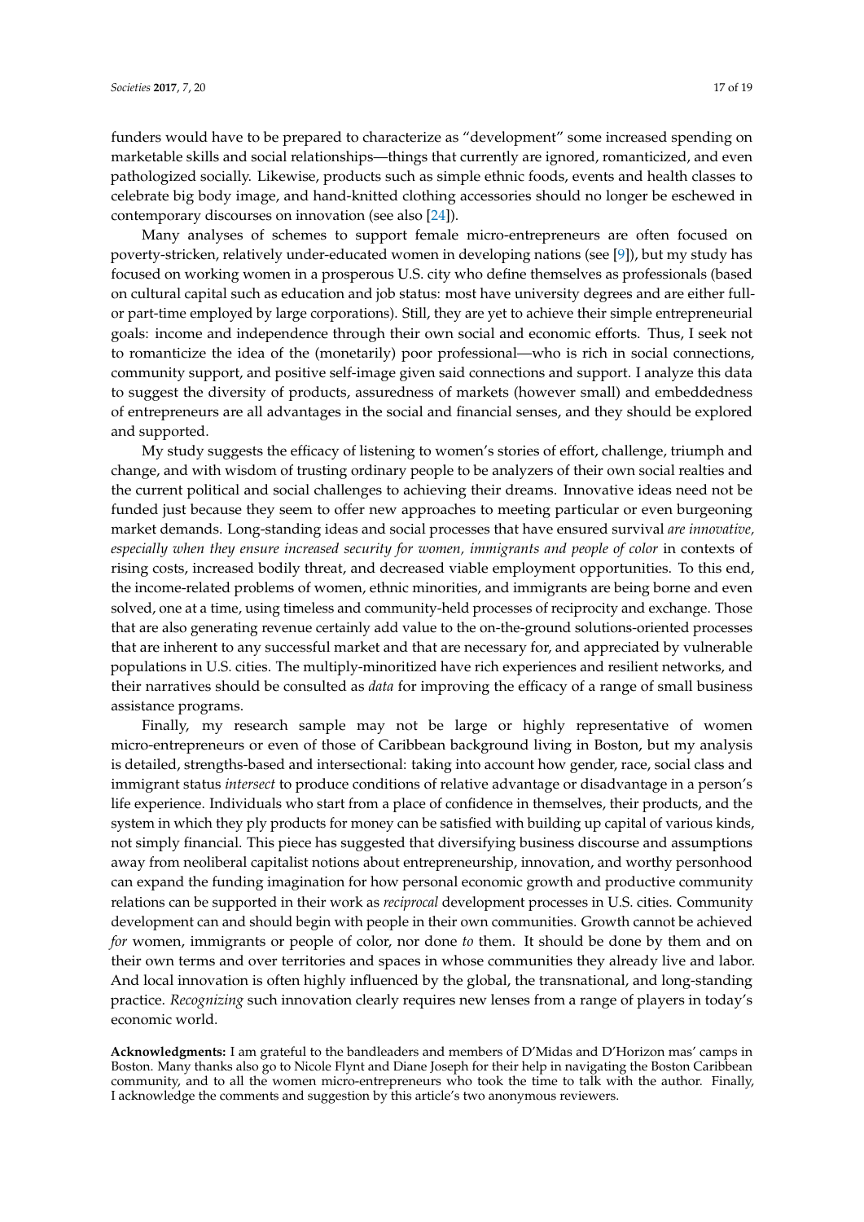funders would have to be prepared to characterize as "development" some increased spending on marketable skills and social relationships—things that currently are ignored, romanticized, and even pathologized socially. Likewise, products such as simple ethnic foods, events and health classes to celebrate big body image, and hand-knitted clothing accessories should no longer be eschewed in contemporary discourses on innovation (see also [24]).

Many analyses of schemes to support female micro-entrepreneurs are often focused on poverty-stricken, relatively under-educated women in developing nations (see [9]), but my study has focused on working women in a prosperous U.S. city who define themselves as professionals (based on cultural capital such as education and job status: most have university degrees and are either full- or part-time employed by large corporations). Still, they are yet to achieve their simple entrepreneurial goals: income and independence through their own social and economic efforts. Thus, I seek not to romanticize the idea of the (monetarily) poor professional—who is rich in social connections, community support, and positive self-image given said connections and support. I analyze this data to suggest the diversity of products, assuredness of markets (however small) and embeddedness of entrepreneurs are all advantages in the social and financial senses, and they should be explored and supported.

My study suggests the efficacy of listening to women's stories of effort, challenge, triumph and change, and with wisdom of trusting ordinary people to be analyzers of their own social realties and the current political and social challenges to achieving their dreams. Innovative ideas need not be funded just because they seem to offer new approaches to meeting particular or even burgeoning market demands. Long-standing ideas and social processes that have ensured survival *are innovative, especially when they ensure increased security for women, immigrants and people of color* in contexts of rising costs, increased bodily threat, and decreased viable employment opportunities. To this end, the income-related problems of women, ethnic minorities, and immigrants are being borne and even solved, one at a time, using timeless and community-held processes of reciprocity and exchange. Those that are also generating revenue certainly add value to the on-the-ground solutions-oriented processes that are inherent to any successful market and that are necessary for, and appreciated by vulnerable populations in U.S. cities. The multiply-minoritized have rich experiences and resilient networks, and their narratives should be consulted as *data* for improving the efficacy of a range of small business assistance programs.

Finally, my research sample may not be large or highly representative of women micro-entrepreneurs or even of those of Caribbean background living in Boston, but my analysis is detailed, strengths-based and intersectional: taking into account how gender, race, social class and immigrant status *intersect* to produce conditions of relative advantage or disadvantage in a person's life experience. Individuals who start from a place of confidence in themselves, their products, and the system in which they ply products for money can be satisfied with building up capital of various kinds, not simply financial. This piece has suggested that diversifying business discourse and assumptions away from neoliberal capitalist notions about entrepreneurship, innovation, and worthy personhood can expand the funding imagination for how personal economic growth and productive community relations can be supported in their work as *reciprocal* development processes in U.S. cities. Community development can and should begin with people in their own communities. Growth cannot be achieved *for* women, immigrants or people of color, nor done *to* them. It should be done by them and on their own terms and over territories and spaces in whose communities they already live and labor. And local innovation is often highly influenced by the global, the transnational, and long-standing practice. *Recognizing* such innovation clearly requires new lenses from a range of players in today's economic world.

**Acknowledgments:** I am grateful to the bandleaders and members of D'Midas and D'Horizon mas' camps in Boston. Many thanks also go to Nicole Flynt and Diane Joseph for their help in navigating the Boston Caribbean community, and to all the women micro-entrepreneurs who took the time to talk with the author. Finally, I acknowledge the comments and suggestion by this article's two anonymous reviewers.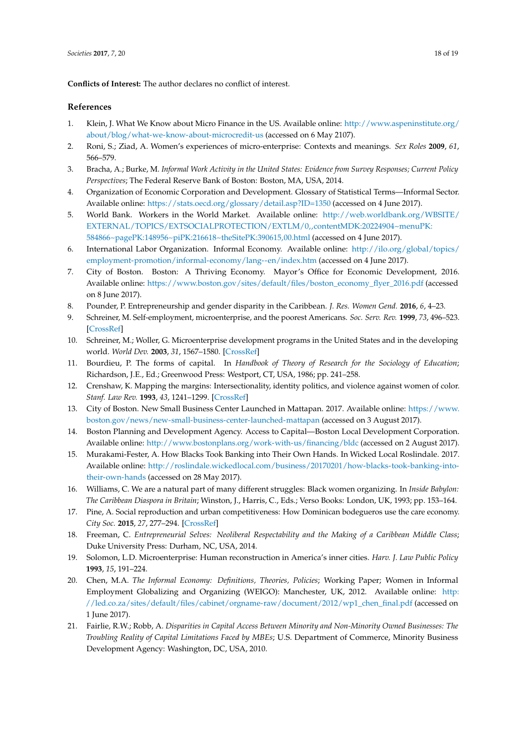**Conflicts of Interest:** The author declares no conflict of interest.

## References

1. Klein, J. What We Know about Micro Finance in the US. Available online: http://www.aspeninstitute.org/about/blog/what-we-know-about-microcredit-us (accessed on 6 May 2107).
2. Roni, S.; Ziad, A. Women's experiences of micro-enterprise: Contexts and meanings. *Sex Roles* **2009**, *61*, 566–579.
3. Bracha, A.; Burke, M. *Informal Work Activity in the United States: Evidence from Survey Responses; Current Policy Perspectives*; The Federal Reserve Bank of Boston: Boston, MA, USA, 2014.
4. Organization of Economic Corporation and Development. Glossary of Statistical Terms—Informal Sector. Available online: https://stats.oecd.org/glossary/detail.asp?ID=1350 (accessed on 4 June 2017).
5. World Bank. Workers in the World Market. Available online: http://web.worldbank.org/WBSITE/EXTERNAL/TOPICS/EXTSOCIALPROTECTION/EXTLM/0,,contentMDK:20224904~menuPK:584866~pagePK:148956~piPK:216618~theSitePK:390615,00.html (accessed on 4 June 2017).
6. International Labor Organization. Informal Economy. Available online: http://ilo.org/global/topics/employment-promotion/informal-economy/lang--en/index.htm (accessed on 4 June 2017).
7. City of Boston. Boston: A Thriving Economy. Mayor's Office for Economic Development, 2016. Available online: https://www.boston.gov/sites/default/files/boston_economy_flyer_2016.pdf (accessed on 8 June 2017).
8. Pounder, P. Entrepreneurship and gender disparity in the Caribbean. *J. Res. Women Gend.* **2016**, *6*, 4–23.
9. Schreiner, M. Self-employment, microenterprise, and the poorest Americans. *Soc. Serv. Rev.* **1999**, *73*, 496–523. [CrossRef]
10. Schreiner, M.; Woller, G. Microenterprise development programs in the United States and in the developing world. *World Dev.* **2003**, *31*, 1567–1580. [CrossRef]
11. Bourdieu, P. The forms of capital. In *Handbook of Theory of Research for the Sociology of Education*; Richardson, J.E., Ed.; Greenwood Press: Westport, CT, USA, 1986; pp. 241–258.
12. Crenshaw, K. Mapping the margins: Intersectionality, identity politics, and violence against women of color. *Stanf. Law Rev.* **1993**, *43*, 1241–1299. [CrossRef]
13. City of Boston. New Small Business Center Launched in Mattapan. 2017. Available online: https://www.boston.gov/news/new-small-business-center-launched-mattapan (accessed on 3 August 2017).
14. Boston Planning and Development Agency. Access to Capital—Boston Local Development Corporation. Available online: http://www.bostonplans.org/work-with-us/financing/bldc (accessed on 2 August 2017).
15. Murakami-Fester, A. How Blacks Took Banking into Their Own Hands. In Wicked Local Roslindale. 2017. Available online: http://roslindale.wickedlocal.com/business/20170201/how-blacks-took-banking-into-their-own-hands (accessed on 28 May 2017).
16. Williams, C. We are a natural part of many different struggles: Black women organizing. In *Inside Babylon: The Caribbean Diaspora in Britain*; Winston, J., Harris, C., Eds.; Verso Books: London, UK, 1993; pp. 153–164.
17. Pine, A. Social reproduction and urban competitiveness: How Dominican bodegueros use the care economy. *City Soc.* **2015**, *27*, 277–294. [CrossRef]
18. Freeman, C. *Entrepreneurial Selves: Neoliberal Respectability and the Making of a Caribbean Middle Class*; Duke University Press: Durham, NC, USA, 2014.
19. Solomon, L.D. Microenterprise: Human reconstruction in America's inner cities. *Harv. J. Law Public Policy* **1993**, *15*, 191–224.
20. Chen, M.A. *The Informal Economy: Definitions, Theories, Policies*; Working Paper; Women in Informal Employment Globalizing and Organizing (WEIGO): Manchester, UK, 2012. Available online: http://led.co.za/sites/default/files/cabinet/orgname-raw/document/2012/wp1_chen_final.pdf (accessed on 1 June 2017).
21. Fairlie, R.W.; Robb, A. *Disparities in Capital Access Between Minority and Non-Minority Owned Businesses: The Troubling Reality of Capital Limitations Faced by MBEs*; U.S. Department of Commerce, Minority Business Development Agency: Washington, DC, USA, 2010.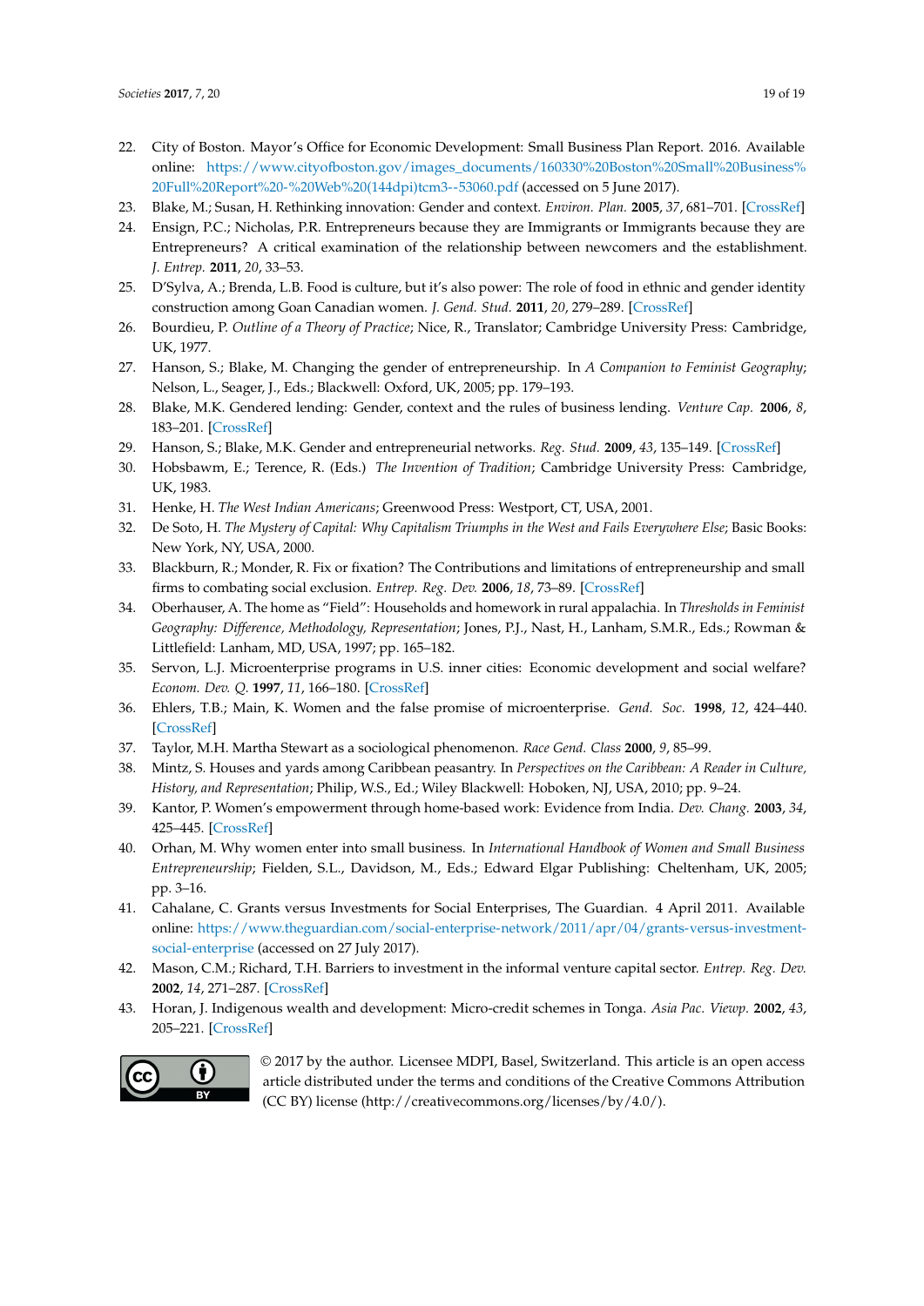22. City of Boston. Mayor's Office for Economic Development: Small Business Plan Report. 2016. Available online: https://www.cityofboston.gov/images_documents/160330%20Boston%20Small%20Business%20Full%20Report%20-%20Web%20(144dpi)tcm3--53060.pdf (accessed on 5 June 2017).
23. Blake, M.; Susan, H. Rethinking innovation: Gender and context. *Environ. Plan.* **2005**, *37*, 681–701. [CrossRef]
24. Ensign, P.C.; Nicholas, P.R. Entrepreneurs because they are Immigrants or Immigrants because they are Entrepreneurs? A critical examination of the relationship between newcomers and the establishment. *J. Entrep.* **2011**, *20*, 33–53.
25. D'Sylva, A.; Brenda, L.B. Food is culture, but it's also power: The role of food in ethnic and gender identity construction among Goan Canadian women. *J. Gend. Stud.* **2011**, *20*, 279–289. [CrossRef]
26. Bourdieu, P. *Outline of a Theory of Practice*; Nice, R., Translator; Cambridge University Press: Cambridge, UK, 1977.
27. Hanson, S.; Blake, M. Changing the gender of entrepreneurship. In *A Companion to Feminist Geography*; Nelson, L., Seager, J., Eds.; Blackwell: Oxford, UK, 2005; pp. 179–193.
28. Blake, M.K. Gendered lending: Gender, context and the rules of business lending. *Venture Cap.* **2006**, *8*, 183–201. [CrossRef]
29. Hanson, S.; Blake, M.K. Gender and entrepreneurial networks. *Reg. Stud.* **2009**, *43*, 135–149. [CrossRef]
30. Hobsbawm, E.; Terence, R. (Eds.) *The Invention of Tradition*; Cambridge University Press: Cambridge, UK, 1983.
31. Henke, H. *The West Indian Americans*; Greenwood Press: Westport, CT, USA, 2001.
32. De Soto, H. *The Mystery of Capital: Why Capitalism Triumphs in the West and Fails Everywhere Else*; Basic Books: New York, NY, USA, 2000.
33. Blackburn, R.; Monder, R. Fix or fixation? The Contributions and limitations of entrepreneurship and small firms to combating social exclusion. *Entrep. Reg. Dev.* **2006**, *18*, 73–89. [CrossRef]
34. Oberhauser, A. The home as "Field": Households and homework in rural appalachia. In *Thresholds in Feminist Geography: Difference, Methodology, Representation*; Jones, P.J., Nast, H., Lanham, S.M.R., Eds.; Rowman & Littlefield: Lanham, MD, USA, 1997; pp. 165–182.
35. Servon, L.J. Microenterprise programs in U.S. inner cities: Economic development and social welfare? *Econom. Dev. Q.* **1997**, *11*, 166–180. [CrossRef]
36. Ehlers, T.B.; Main, K. Women and the false promise of microenterprise. *Gend. Soc.* **1998**, *12*, 424–440. [CrossRef]
37. Taylor, M.H. Martha Stewart as a sociological phenomenon. *Race Gend. Class* **2000**, *9*, 85–99.
38. Mintz, S. Houses and yards among Caribbean peasantry. In *Perspectives on the Caribbean: A Reader in Culture, History, and Representation*; Philip, W.S., Ed.; Wiley Blackwell: Hoboken, NJ, USA, 2010; pp. 9–24.
39. Kantor, P. Women's empowerment through home-based work: Evidence from India. *Dev. Chang.* **2003**, *34*, 425–445. [CrossRef]
40. Orhan, M. Why women enter into small business. In *International Handbook of Women and Small Business Entrepreneurship*; Fielden, S.L., Davidson, M., Eds.; Edward Elgar Publishing: Cheltenham, UK, 2005; pp. 3–16.
41. Cahalane, C. Grants versus Investments for Social Enterprises, The Guardian. 4 April 2011. Available online: https://www.theguardian.com/social-enterprise-network/2011/apr/04/grants-versus-investment-social-enterprise (accessed on 27 July 2017).
42. Mason, C.M.; Richard, T.H. Barriers to investment in the informal venture capital sector. *Entrep. Reg. Dev.* **2002**, *14*, 271–287. [CrossRef]
43. Horan, J. Indigenous wealth and development: Micro-credit schemes in Tonga. *Asia Pac. Viewp.* **2002**, *43*, 205–221. [CrossRef]

© 2017 by the author. Licensee MDPI, Basel, Switzerland. This article is an open access article distributed under the terms and conditions of the Creative Commons Attribution (CC BY) license (http://creativecommons.org/licenses/by/4.0/).